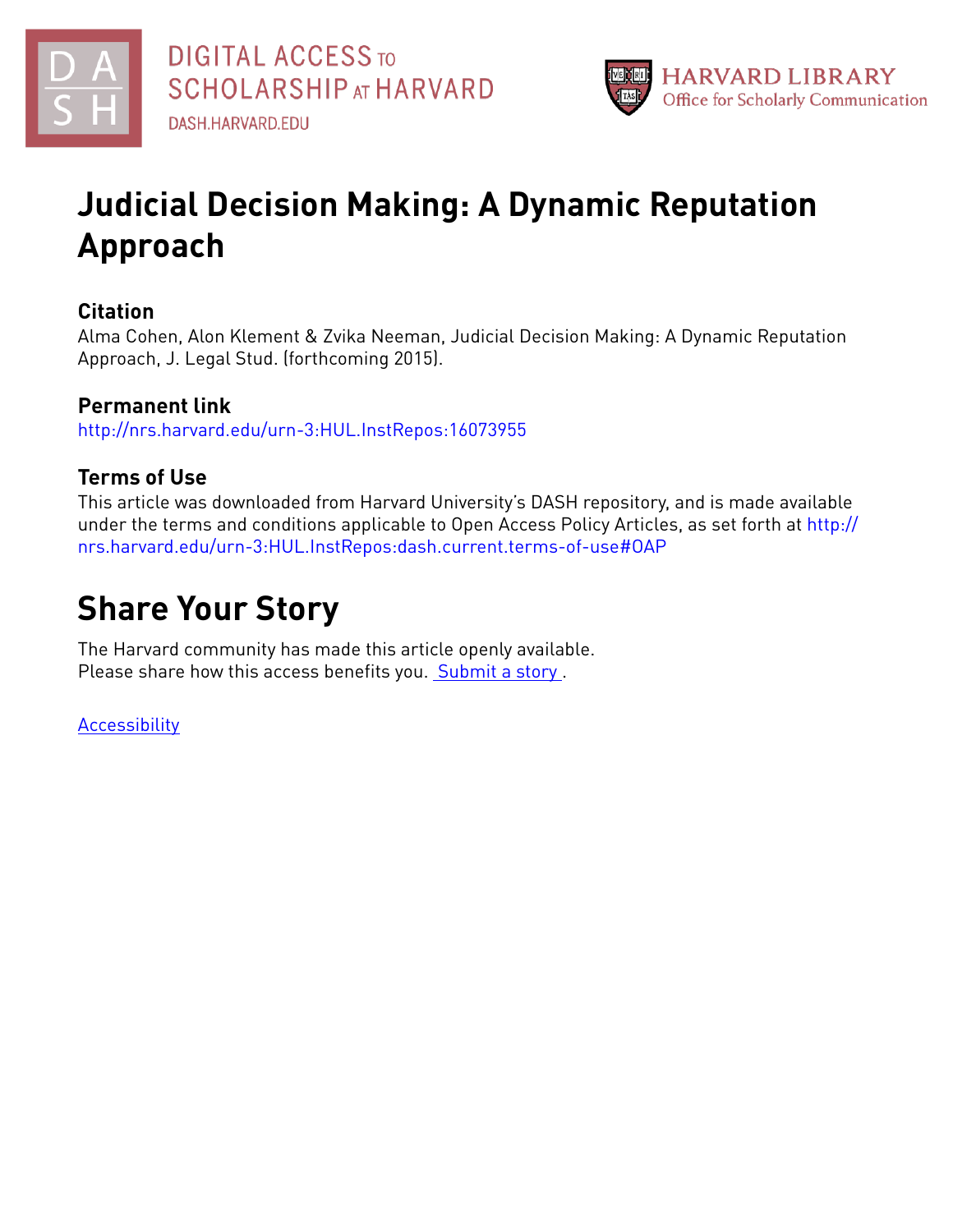DIGITAL ACCESS TO SCHOLARSHIP AT HARVARD

DASH.HARVARD.EDU

HARVARD LIBRARY
Office for Scholarly Communication

# Judicial Decision Making: A Dynamic Reputation Approach

## Citation

Alma Cohen, Alon Klement & Zvika Neeman, Judicial Decision Making: A Dynamic Reputation Approach, J. Legal Stud. (forthcoming 2015).

## Permanent link

http://nrs.harvard.edu/urn-3:HUL.InstRepos:16073955

## Terms of Use

This article was downloaded from Harvard University's DASH repository, and is made available under the terms and conditions applicable to Open Access Policy Articles, as set forth at http://nrs.harvard.edu/urn-3:HUL.InstRepos:dash.current.terms-of-use#OAP

# Share Your Story

The Harvard community has made this article openly available.
Please share how this access benefits you. Submit a story .

Accessibility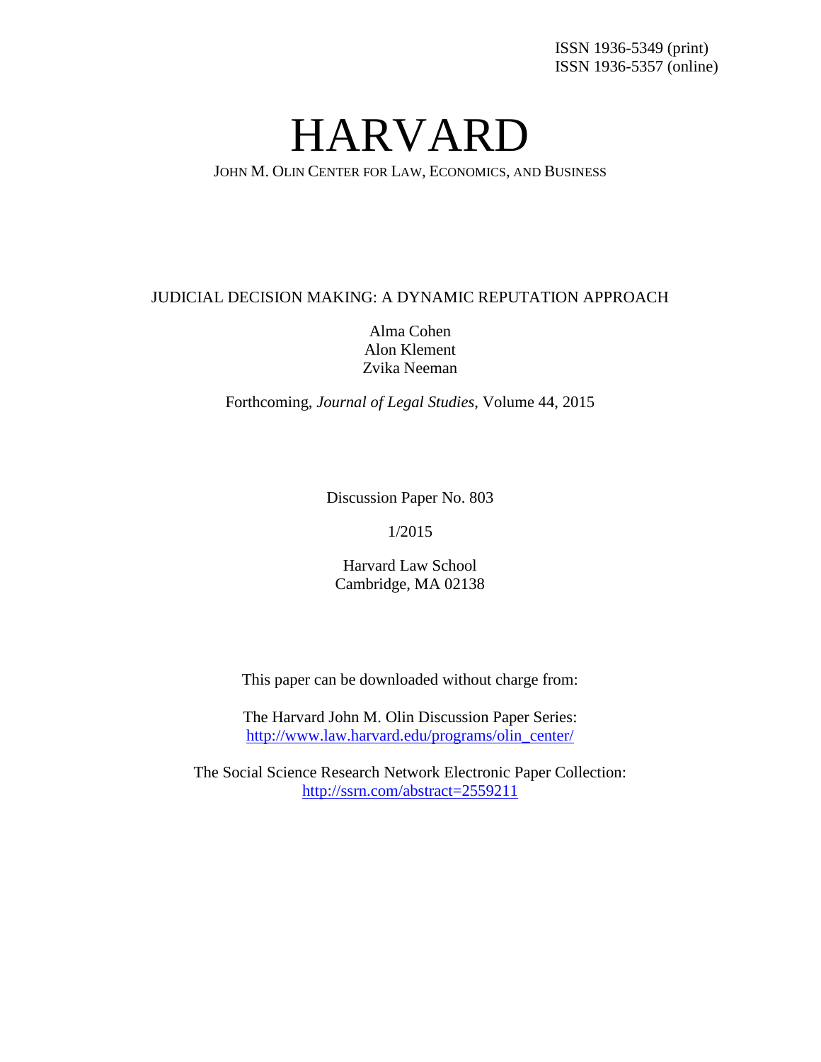ISSN 1936-5349 (print)
ISSN 1936-5357 (online)

# HARVARD

JOHN M. OLIN CENTER FOR LAW, ECONOMICS, AND BUSINESS

JUDICIAL DECISION MAKING: A DYNAMIC REPUTATION APPROACH

Alma Cohen
Alon Klement
Zvika Neeman

Forthcoming, *Journal of Legal Studies*, Volume 44, 2015

Discussion Paper No. 803

1/2015

Harvard Law School
Cambridge, MA 02138

This paper can be downloaded without charge from:

The Harvard John M. Olin Discussion Paper Series:
http://www.law.harvard.edu/programs/olin_center/

The Social Science Research Network Electronic Paper Collection:
http://ssrn.com/abstract=2559211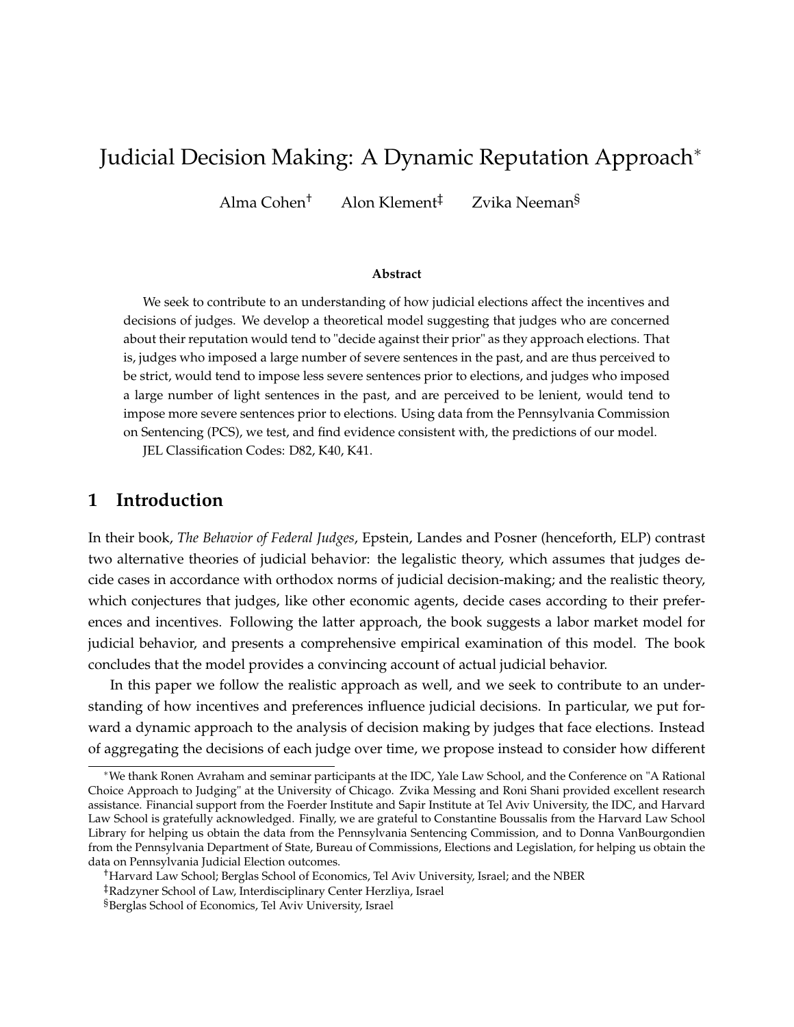# Judicial Decision Making: A Dynamic Reputation Approach*

Alma Cohen[†] Alon Klement[‡] Zvika Neeman[§]

### Abstract

We seek to contribute to an understanding of how judicial elections affect the incentives and decisions of judges. We develop a theoretical model suggesting that judges who are concerned about their reputation would tend to "decide against their prior" as they approach elections. That is, judges who imposed a large number of severe sentences in the past, and are thus perceived to be strict, would tend to impose less severe sentences prior to elections, and judges who imposed a large number of light sentences in the past, and are perceived to be lenient, would tend to impose more severe sentences prior to elections. Using data from the Pennsylvania Commission on Sentencing (PCS), we test, and find evidence consistent with, the predictions of our model.

JEL Classification Codes: D82, K40, K41.

## 1 Introduction

In their book, *The Behavior of Federal Judges*, Epstein, Landes and Posner (henceforth, ELP) contrast two alternative theories of judicial behavior: the legalistic theory, which assumes that judges decide cases in accordance with orthodox norms of judicial decision-making; and the realistic theory, which conjectures that judges, like other economic agents, decide cases according to their preferences and incentives. Following the latter approach, the book suggests a labor market model for judicial behavior, and presents a comprehensive empirical examination of this model. The book concludes that the model provides a convincing account of actual judicial behavior.

In this paper we follow the realistic approach as well, and we seek to contribute to an understanding of how incentives and preferences influence judicial decisions. In particular, we put forward a dynamic approach to the analysis of decision making by judges that face elections. Instead of aggregating the decisions of each judge over time, we propose instead to consider how different

---

*We thank Ronen Avraham and seminar participants at the IDC, Yale Law School, and the Conference on "A Rational Choice Approach to Judging" at the University of Chicago. Zvika Messing and Roni Shani provided excellent research assistance. Financial support from the Foerder Institute and Sapir Institute at Tel Aviv University, the IDC, and Harvard Law School is gratefully acknowledged. Finally, we are grateful to Constantine Boussalis from the Harvard Law School Library for helping us obtain the data from the Pennsylvania Sentencing Commission, and to Donna VanBourgondien from the Pennsylvania Department of State, Bureau of Commissions, Elections and Legislation, for helping us obtain the data on Pennsylvania Judicial Election outcomes.

[†]Harvard Law School; Berglas School of Economics, Tel Aviv University, Israel; and the NBER

[‡]Radzyner School of Law, Interdisciplinary Center Herzliya, Israel

[§]Berglas School of Economics, Tel Aviv University, Israel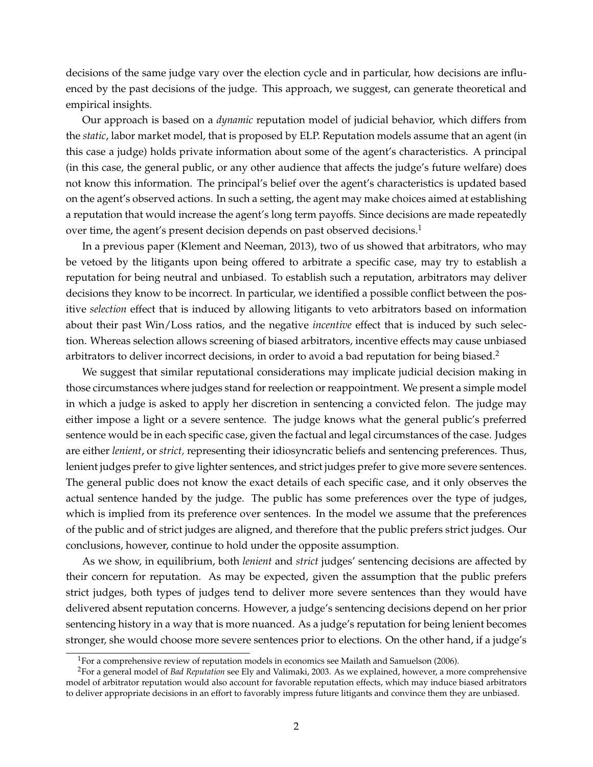decisions of the same judge vary over the election cycle and in particular, how decisions are influenced by the past decisions of the judge. This approach, we suggest, can generate theoretical and empirical insights.

Our approach is based on a *dynamic* reputation model of judicial behavior, which differs from the *static*, labor market model, that is proposed by ELP. Reputation models assume that an agent (in this case a judge) holds private information about some of the agent's characteristics. A principal (in this case, the general public, or any other audience that affects the judge's future welfare) does not know this information. The principal's belief over the agent's characteristics is updated based on the agent's observed actions. In such a setting, the agent may make choices aimed at establishing a reputation that would increase the agent's long term payoffs. Since decisions are made repeatedly over time, the agent's present decision depends on past observed decisions.[1]

In a previous paper (Klement and Neeman, 2013), two of us showed that arbitrators, who may be vetoed by the litigants upon being offered to arbitrate a specific case, may try to establish a reputation for being neutral and unbiased. To establish such a reputation, arbitrators may deliver decisions they know to be incorrect. In particular, we identified a possible conflict between the positive *selection* effect that is induced by allowing litigants to veto arbitrators based on information about their past Win/Loss ratios, and the negative *incentive* effect that is induced by such selection. Whereas selection allows screening of biased arbitrators, incentive effects may cause unbiased arbitrators to deliver incorrect decisions, in order to avoid a bad reputation for being biased.[2]

We suggest that similar reputational considerations may implicate judicial decision making in those circumstances where judges stand for reelection or reappointment. We present a simple model in which a judge is asked to apply her discretion in sentencing a convicted felon. The judge may either impose a light or a severe sentence. The judge knows what the general public's preferred sentence would be in each specific case, given the factual and legal circumstances of the case. Judges are either *lenient*, or *strict,* representing their idiosyncratic beliefs and sentencing preferences. Thus, lenient judges prefer to give lighter sentences, and strict judges prefer to give more severe sentences. The general public does not know the exact details of each specific case, and it only observes the actual sentence handed by the judge. The public has some preferences over the type of judges, which is implied from its preference over sentences. In the model we assume that the preferences of the public and of strict judges are aligned, and therefore that the public prefers strict judges. Our conclusions, however, continue to hold under the opposite assumption.

As we show, in equilibrium, both *lenient* and *strict* judges' sentencing decisions are affected by their concern for reputation. As may be expected, given the assumption that the public prefers strict judges, both types of judges tend to deliver more severe sentences than they would have delivered absent reputation concerns. However, a judge's sentencing decisions depend on her prior sentencing history in a way that is more nuanced. As a judge's reputation for being lenient becomes stronger, she would choose more severe sentences prior to elections. On the other hand, if a judge's

[1] For a comprehensive review of reputation models in economics see Mailath and Samuelson (2006).

[2] For a general model of *Bad Reputation* see Ely and Valimaki, 2003. As we explained, however, a more comprehensive model of arbitrator reputation would also account for favorable reputation effects, which may induce biased arbitrators to deliver appropriate decisions in an effort to favorably impress future litigants and convince them they are unbiased.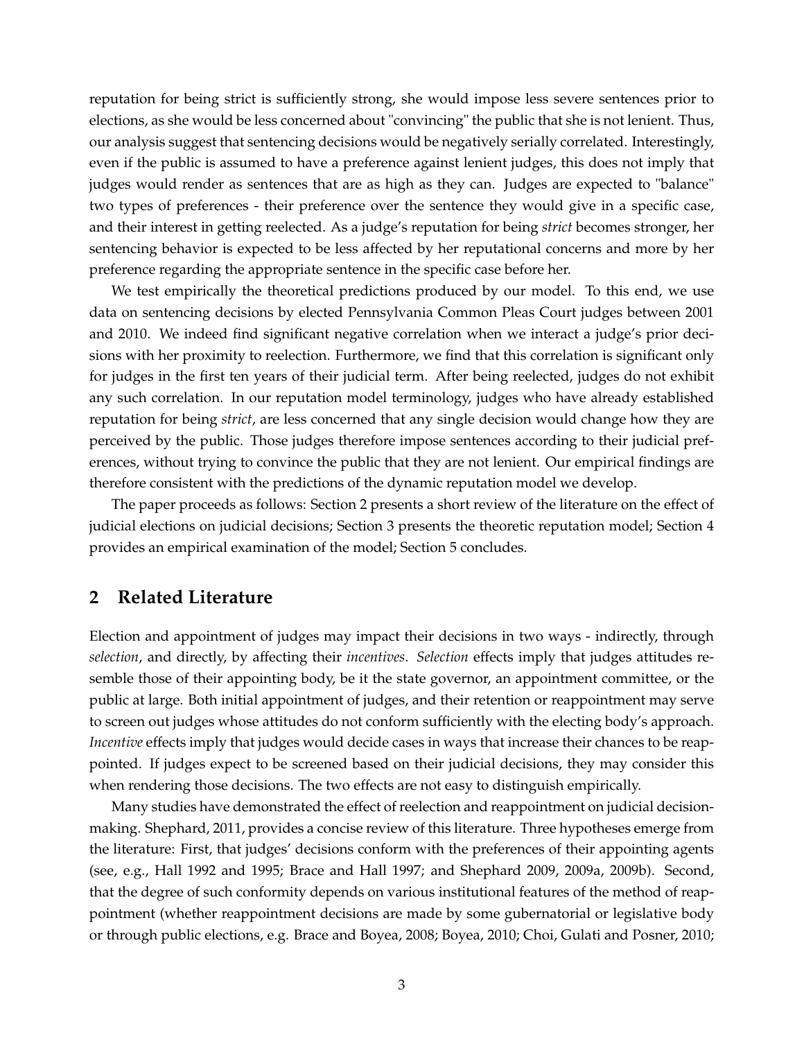reputation for being strict is sufficiently strong, she would impose less severe sentences prior to elections, as she would be less concerned about "convincing" the public that she is not lenient. Thus, our analysis suggest that sentencing decisions would be negatively serially correlated. Interestingly, even if the public is assumed to have a preference against lenient judges, this does not imply that judges would render as sentences that are as high as they can. Judges are expected to "balance" two types of preferences - their preference over the sentence they would give in a specific case, and their interest in getting reelected. As a judge's reputation for being *strict* becomes stronger, her sentencing behavior is expected to be less affected by her reputational concerns and more by her preference regarding the appropriate sentence in the specific case before her.

We test empirically the theoretical predictions produced by our model. To this end, we use data on sentencing decisions by elected Pennsylvania Common Pleas Court judges between 2001 and 2010. We indeed find significant negative correlation when we interact a judge's prior decisions with her proximity to reelection. Furthermore, we find that this correlation is significant only for judges in the first ten years of their judicial term. After being reelected, judges do not exhibit any such correlation. In our reputation model terminology, judges who have already established reputation for being *strict*, are less concerned that any single decision would change how they are perceived by the public. Those judges therefore impose sentences according to their judicial preferences, without trying to convince the public that they are not lenient. Our empirical findings are therefore consistent with the predictions of the dynamic reputation model we develop.

The paper proceeds as follows: Section 2 presents a short review of the literature on the effect of judicial elections on judicial decisions; Section 3 presents the theoretic reputation model; Section 4 provides an empirical examination of the model; Section 5 concludes.

## 2 Related Literature

Election and appointment of judges may impact their decisions in two ways - indirectly, through *selection*, and directly, by affecting their *incentives*. *Selection* effects imply that judges attitudes resemble those of their appointing body, be it the state governor, an appointment committee, or the public at large. Both initial appointment of judges, and their retention or reappointment may serve to screen out judges whose attitudes do not conform sufficiently with the electing body's approach. *Incentive* effects imply that judges would decide cases in ways that increase their chances to be reappointed. If judges expect to be screened based on their judicial decisions, they may consider this when rendering those decisions. The two effects are not easy to distinguish empirically.

Many studies have demonstrated the effect of reelection and reappointment on judicial decision-making. Shephard, 2011, provides a concise review of this literature. Three hypotheses emerge from the literature: First, that judges' decisions conform with the preferences of their appointing agents (see, e.g., Hall 1992 and 1995; Brace and Hall 1997; and Shephard 2009, 2009a, 2009b). Second, that the degree of such conformity depends on various institutional features of the method of reappointment (whether reappointment decisions are made by some gubernatorial or legislative body or through public elections, e.g. Brace and Boyea, 2008; Boyea, 2010; Choi, Gulati and Posner, 2010;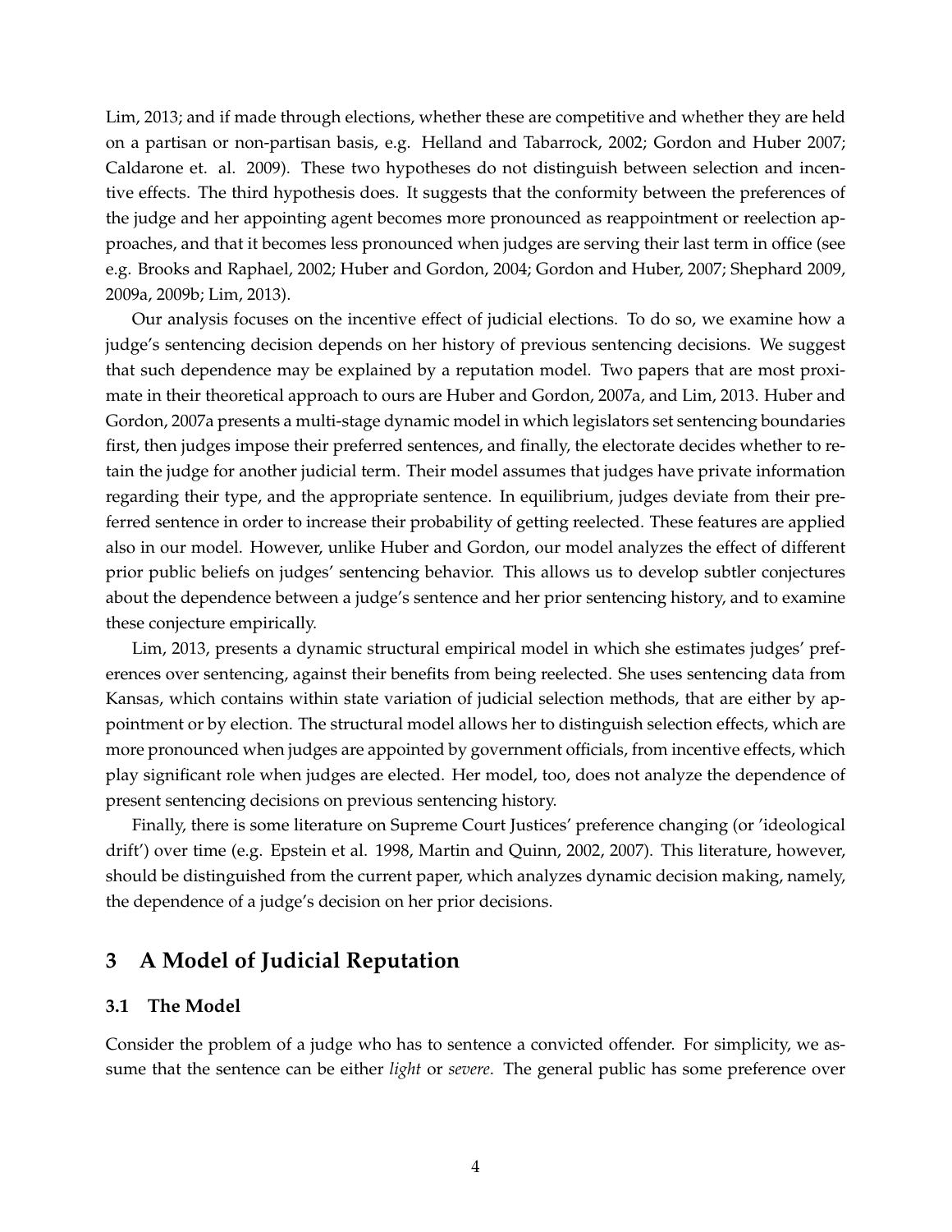Lim, 2013; and if made through elections, whether these are competitive and whether they are held on a partisan or non-partisan basis, e.g. Helland and Tabarrock, 2002; Gordon and Huber 2007; Caldarone et. al. 2009). These two hypotheses do not distinguish between selection and incentive effects. The third hypothesis does. It suggests that the conformity between the preferences of the judge and her appointing agent becomes more pronounced as reappointment or reelection approaches, and that it becomes less pronounced when judges are serving their last term in office (see e.g. Brooks and Raphael, 2002; Huber and Gordon, 2004; Gordon and Huber, 2007; Shephard 2009, 2009a, 2009b; Lim, 2013).

Our analysis focuses on the incentive effect of judicial elections. To do so, we examine how a judge's sentencing decision depends on her history of previous sentencing decisions. We suggest that such dependence may be explained by a reputation model. Two papers that are most proximate in their theoretical approach to ours are Huber and Gordon, 2007a, and Lim, 2013. Huber and Gordon, 2007a presents a multi-stage dynamic model in which legislators set sentencing boundaries first, then judges impose their preferred sentences, and finally, the electorate decides whether to retain the judge for another judicial term. Their model assumes that judges have private information regarding their type, and the appropriate sentence. In equilibrium, judges deviate from their preferred sentence in order to increase their probability of getting reelected. These features are applied also in our model. However, unlike Huber and Gordon, our model analyzes the effect of different prior public beliefs on judges' sentencing behavior. This allows us to develop subtler conjectures about the dependence between a judge's sentence and her prior sentencing history, and to examine these conjecture empirically.

Lim, 2013, presents a dynamic structural empirical model in which she estimates judges' preferences over sentencing, against their benefits from being reelected. She uses sentencing data from Kansas, which contains within state variation of judicial selection methods, that are either by appointment or by election. The structural model allows her to distinguish selection effects, which are more pronounced when judges are appointed by government officials, from incentive effects, which play significant role when judges are elected. Her model, too, does not analyze the dependence of present sentencing decisions on previous sentencing history.

Finally, there is some literature on Supreme Court Justices' preference changing (or 'ideological drift') over time (e.g. Epstein et al. 1998, Martin and Quinn, 2002, 2007). This literature, however, should be distinguished from the current paper, which analyzes dynamic decision making, namely, the dependence of a judge's decision on her prior decisions.

## 3 A Model of Judicial Reputation

### 3.1 The Model

Consider the problem of a judge who has to sentence a convicted offender. For simplicity, we assume that the sentence can be either *light* or *severe*. The general public has some preference over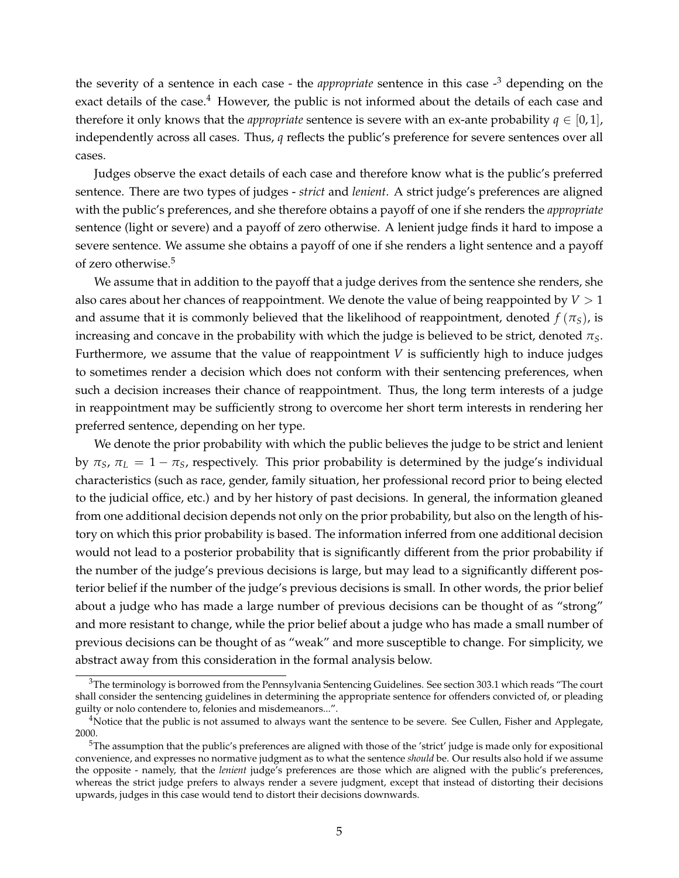the severity of a sentence in each case - the *appropriate* sentence in this case -[3] depending on the exact details of the case.[4] However, the public is not informed about the details of each case and therefore it only knows that the *appropriate* sentence is severe with an ex-ante probability $q \in [0,1]$, independently across all cases. Thus, $q$ reflects the public's preference for severe sentences over all cases.

Judges observe the exact details of each case and therefore know what is the public's preferred sentence. There are two types of judges - *strict* and *lenient*. A strict judge's preferences are aligned with the public's preferences, and she therefore obtains a payoff of one if she renders the *appropriate* sentence (light or severe) and a payoff of zero otherwise. A lenient judge finds it hard to impose a severe sentence. We assume she obtains a payoff of one if she renders a light sentence and a payoff of zero otherwise.[5]

We assume that in addition to the payoff that a judge derives from the sentence she renders, she also cares about her chances of reappointment. We denote the value of being reappointed by $V > 1$ and assume that it is commonly believed that the likelihood of reappointment, denoted $f(\pi_S)$, is increasing and concave in the probability with which the judge is believed to be strict, denoted $\pi_S$. Furthermore, we assume that the value of reappointment $V$ is sufficiently high to induce judges to sometimes render a decision which does not conform with their sentencing preferences, when such a decision increases their chance of reappointment. Thus, the long term interests of a judge in reappointment may be sufficiently strong to overcome her short term interests in rendering her preferred sentence, depending on her type.

We denote the prior probability with which the public believes the judge to be strict and lenient by $\pi_S$, $\pi_L = 1 - \pi_S$, respectively. This prior probability is determined by the judge's individual characteristics (such as race, gender, family situation, her professional record prior to being elected to the judicial office, etc.) and by her history of past decisions. In general, the information gleaned from one additional decision depends not only on the prior probability, but also on the length of history on which this prior probability is based. The information inferred from one additional decision would not lead to a posterior probability that is significantly different from the prior probability if the number of the judge's previous decisions is large, but may lead to a significantly different posterior belief if the number of the judge's previous decisions is small. In other words, the prior belief about a judge who has made a large number of previous decisions can be thought of as "strong" and more resistant to change, while the prior belief about a judge who has made a small number of previous decisions can be thought of as "weak" and more susceptible to change. For simplicity, we abstract away from this consideration in the formal analysis below.

---

[3] The terminology is borrowed from the Pennsylvania Sentencing Guidelines. See section 303.1 which reads "The court shall consider the sentencing guidelines in determining the appropriate sentence for offenders convicted of, or pleading guilty or nolo contendere to, felonies and misdemeanors...".

[4] Notice that the public is not assumed to always want the sentence to be severe. See Cullen, Fisher and Applegate, 2000.

[5] The assumption that the public's preferences are aligned with those of the 'strict' judge is made only for expositional convenience, and expresses no normative judgment as to what the sentence *should* be. Our results also hold if we assume the opposite - namely, that the *lenient* judge's preferences are those which are aligned with the public's preferences, whereas the strict judge prefers to always render a severe judgment, except that instead of distorting their decisions upwards, judges in this case would tend to distort their decisions downwards.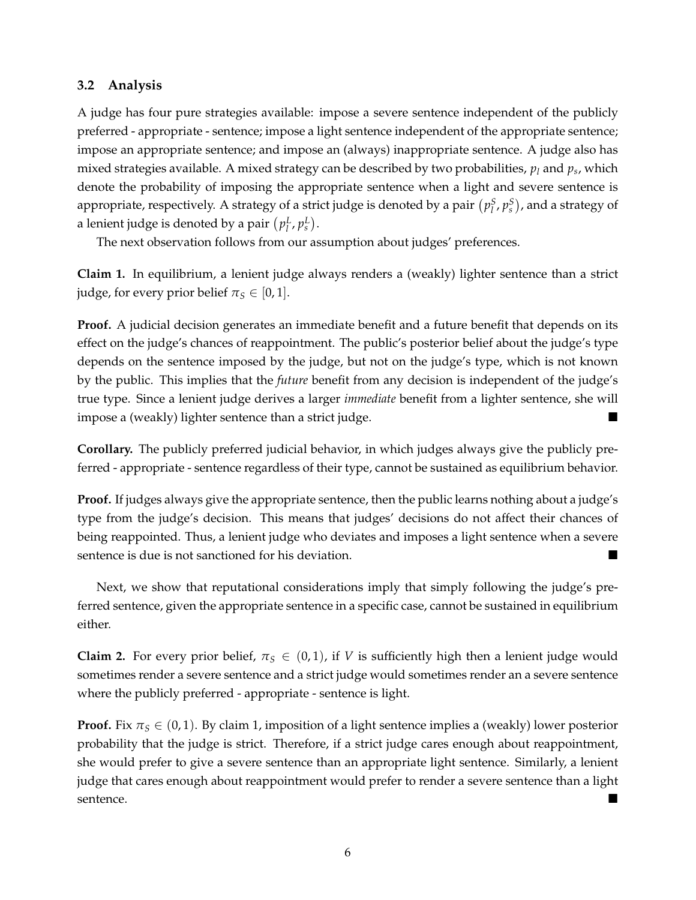### 3.2 Analysis

A judge has four pure strategies available: impose a severe sentence independent of the publicly preferred - appropriate - sentence; impose a light sentence independent of the appropriate sentence; impose an appropriate sentence; and impose an (always) inappropriate sentence. A judge also has mixed strategies available. A mixed strategy can be described by two probabilities, $p_l$ and $p_s$, which denote the probability of imposing the appropriate sentence when a light and severe sentence is appropriate, respectively. A strategy of a strict judge is denoted by a pair $\left(p_l^S, p_s^S\right)$, and a strategy of a lenient judge is denoted by a pair $\left(p_l^L, p_s^L\right)$.

The next observation follows from our assumption about judges' preferences.

**Claim 1.** In equilibrium, a lenient judge always renders a (weakly) lighter sentence than a strict judge, for every prior belief $\pi_S \in [0, 1]$.

**Proof.** A judicial decision generates an immediate benefit and a future benefit that depends on its effect on the judge's chances of reappointment. The public's posterior belief about the judge's type depends on the sentence imposed by the judge, but not on the judge's type, which is not known by the public. This implies that the *future* benefit from any decision is independent of the judge's true type. Since a lenient judge derives a larger *immediate* benefit from a lighter sentence, she will impose a (weakly) lighter sentence than a strict judge. ■

**Corollary.** The publicly preferred judicial behavior, in which judges always give the publicly preferred - appropriate - sentence regardless of their type, cannot be sustained as equilibrium behavior.

**Proof.** If judges always give the appropriate sentence, then the public learns nothing about a judge's type from the judge's decision. This means that judges' decisions do not affect their chances of being reappointed. Thus, a lenient judge who deviates and imposes a light sentence when a severe sentence is due is not sanctioned for his deviation. ■

Next, we show that reputational considerations imply that simply following the judge's preferred sentence, given the appropriate sentence in a specific case, cannot be sustained in equilibrium either.

**Claim 2.** For every prior belief, $\pi_S \in (0, 1)$, if $V$ is sufficiently high then a lenient judge would sometimes render a severe sentence and a strict judge would sometimes render an a severe sentence where the publicly preferred - appropriate - sentence is light.

**Proof.** Fix $\pi_S \in (0, 1)$. By claim 1, imposition of a light sentence implies a (weakly) lower posterior probability that the judge is strict. Therefore, if a strict judge cares enough about reappointment, she would prefer to give a severe sentence than an appropriate light sentence. Similarly, a lenient judge that cares enough about reappointment would prefer to render a severe sentence than a light sentence. ■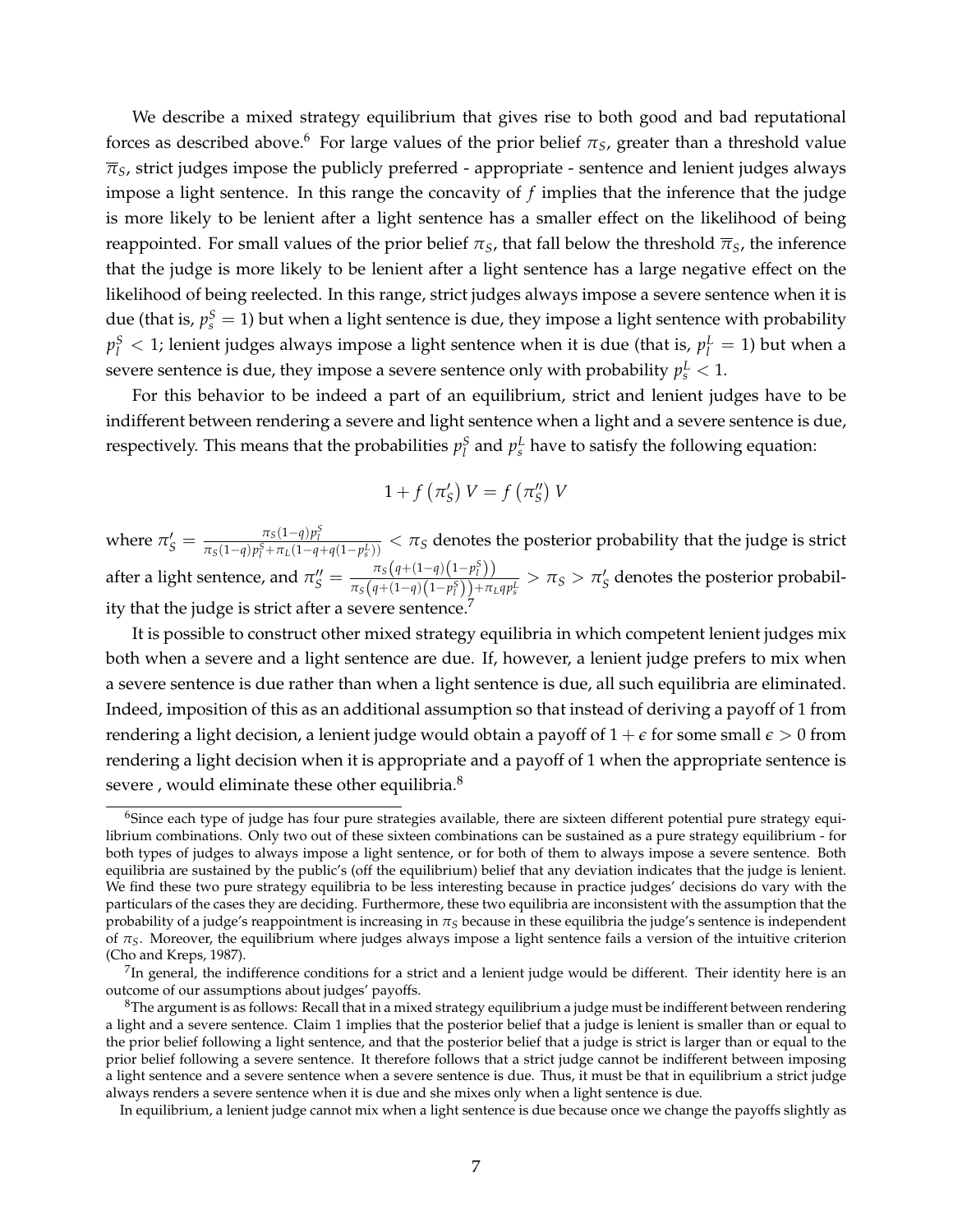We describe a mixed strategy equilibrium that gives rise to both good and bad reputational forces as described above.[6] For large values of the prior belief $\pi_S$, greater than a threshold value $\overline{\pi}_S$, strict judges impose the publicly preferred - appropriate - sentence and lenient judges always impose a light sentence. In this range the concavity of $f$ implies that the inference that the judge is more likely to be lenient after a light sentence has a smaller effect on the likelihood of being reappointed. For small values of the prior belief $\pi_S$, that fall below the threshold $\overline{\pi}_S$, the inference that the judge is more likely to be lenient after a light sentence has a large negative effect on the likelihood of being reelected. In this range, strict judges always impose a severe sentence when it is due (that is, $p_s^S = 1$) but when a light sentence is due, they impose a light sentence with probability $p_l^S < 1$; lenient judges always impose a light sentence when it is due (that is, $p_l^L = 1$) but when a severe sentence is due, they impose a severe sentence only with probability $p_s^L < 1$.

For this behavior to be indeed a part of an equilibrium, strict and lenient judges have to be indifferent between rendering a severe and light sentence when a light and a severe sentence is due, respectively. This means that the probabilities $p_l^S$ and $p_s^L$ have to satisfy the following equation:

$$1 + f\left(\pi_S'\right) V = f\left(\pi_S''\right) V$$

where $\pi_S' = \frac{\pi_S(1-q)p_l^S}{\pi_S(1-q)p_l^S + \pi_L(1-q+q(1-p_s^L))} < \pi_S$ denotes the posterior probability that the judge is strict after a light sentence, and $\pi_S'' = \frac{\pi_S\left(q+(1-q)\left(1-p_l^S\right)\right)}{\pi_S\left(q+(1-q)\left(1-p_l^S\right)\right)+\pi_L q p_s^L} > \pi_S > \pi_S'$ denotes the posterior probability that the judge is strict after a severe sentence.[7]

It is possible to construct other mixed strategy equilibria in which competent lenient judges mix both when a severe and a light sentence are due. If, however, a lenient judge prefers to mix when a severe sentence is due rather than when a light sentence is due, all such equilibria are eliminated. Indeed, imposition of this as an additional assumption so that instead of deriving a payoff of 1 from rendering a light decision, a lenient judge would obtain a payoff of $1 + \epsilon$ for some small $\epsilon > 0$ from rendering a light decision when it is appropriate and a payoff of 1 when the appropriate sentence is severe , would eliminate these other equilibria.[8]

---

[6] Since each type of judge has four pure strategies available, there are sixteen different potential pure strategy equilibrium combinations. Only two out of these sixteen combinations can be sustained as a pure strategy equilibrium - for both types of judges to always impose a light sentence, or for both of them to always impose a severe sentence. Both equilibria are sustained by the public's (off the equilibrium) belief that any deviation indicates that the judge is lenient. We find these two pure strategy equilibria to be less interesting because in practice judges' decisions do vary with the particulars of the cases they are deciding. Furthermore, these two equilibria are inconsistent with the assumption that the probability of a judge's reappointment is increasing in $\pi_S$ because in these equilibria the judge's sentence is independent of $\pi_S$. Moreover, the equilibrium where judges always impose a light sentence fails a version of the intuitive criterion (Cho and Kreps, 1987).

[7] In general, the indifference conditions for a strict and a lenient judge would be different. Their identity here is an outcome of our assumptions about judges' payoffs.

[8] The argument is as follows: Recall that in a mixed strategy equilibrium a judge must be indifferent between rendering a light and a severe sentence. Claim 1 implies that the posterior belief that a judge is lenient is smaller than or equal to the prior belief following a light sentence, and that the posterior belief that a judge is strict is larger than or equal to the prior belief following a severe sentence. It therefore follows that a strict judge cannot be indifferent between imposing a light sentence and a severe sentence when a severe sentence is due. Thus, it must be that in equilibrium a strict judge always renders a severe sentence when it is due and she mixes only when a light sentence is due.

In equilibrium, a lenient judge cannot mix when a light sentence is due because once we change the payoffs slightly as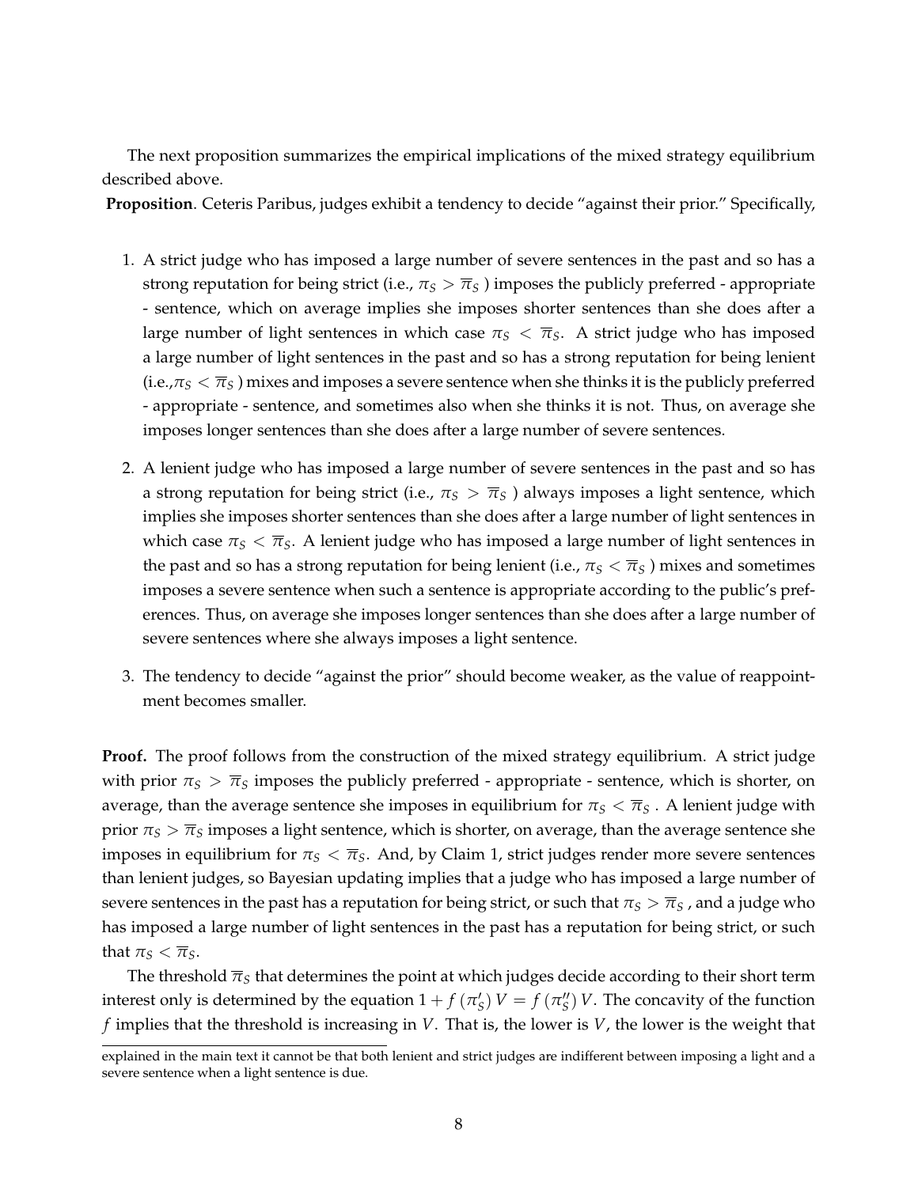The next proposition summarizes the empirical implications of the mixed strategy equilibrium described above.

**Proposition**. Ceteris Paribus, judges exhibit a tendency to decide "against their prior." Specifically,

1. A strict judge who has imposed a large number of severe sentences in the past and so has a strong reputation for being strict (i.e., $\pi_S > \overline{\pi}_S$ ) imposes the publicly preferred - appropriate - sentence, which on average implies she imposes shorter sentences than she does after a large number of light sentences in which case $\pi_S < \overline{\pi}_S$. A strict judge who has imposed a large number of light sentences in the past and so has a strong reputation for being lenient (i.e.,$\pi_S < \overline{\pi}_S$ ) mixes and imposes a severe sentence when she thinks it is the publicly preferred - appropriate - sentence, and sometimes also when she thinks it is not. Thus, on average she imposes longer sentences than she does after a large number of severe sentences.

2. A lenient judge who has imposed a large number of severe sentences in the past and so has a strong reputation for being strict (i.e., $\pi_S > \overline{\pi}_S$ ) always imposes a light sentence, which implies she imposes shorter sentences than she does after a large number of light sentences in which case $\pi_S < \overline{\pi}_S$. A lenient judge who has imposed a large number of light sentences in the past and so has a strong reputation for being lenient (i.e., $\pi_S < \overline{\pi}_S$ ) mixes and sometimes imposes a severe sentence when such a sentence is appropriate according to the public's preferences. Thus, on average she imposes longer sentences than she does after a large number of severe sentences where she always imposes a light sentence.

3. The tendency to decide "against the prior" should become weaker, as the value of reappointment becomes smaller.

**Proof.** The proof follows from the construction of the mixed strategy equilibrium. A strict judge with prior $\pi_S > \overline{\pi}_S$ imposes the publicly preferred - appropriate - sentence, which is shorter, on average, than the average sentence she imposes in equilibrium for $\pi_S < \overline{\pi}_S$ . A lenient judge with prior $\pi_S > \overline{\pi}_S$ imposes a light sentence, which is shorter, on average, than the average sentence she imposes in equilibrium for $\pi_S < \overline{\pi}_S$. And, by Claim 1, strict judges render more severe sentences than lenient judges, so Bayesian updating implies that a judge who has imposed a large number of severe sentences in the past has a reputation for being strict, or such that $\pi_S > \overline{\pi}_S$ , and a judge who has imposed a large number of light sentences in the past has a reputation for being strict, or such that $\pi_S < \overline{\pi}_S$.

The threshold $\overline{\pi}_S$ that determines the point at which judges decide according to their short term interest only is determined by the equation $1 + f(\pi_S') V = f(\pi_S'') V$. The concavity of the function $f$ implies that the threshold is increasing in $V$. That is, the lower is $V$, the lower is the weight that

explained in the main text it cannot be that both lenient and strict judges are indifferent between imposing a light and a severe sentence when a light sentence is due.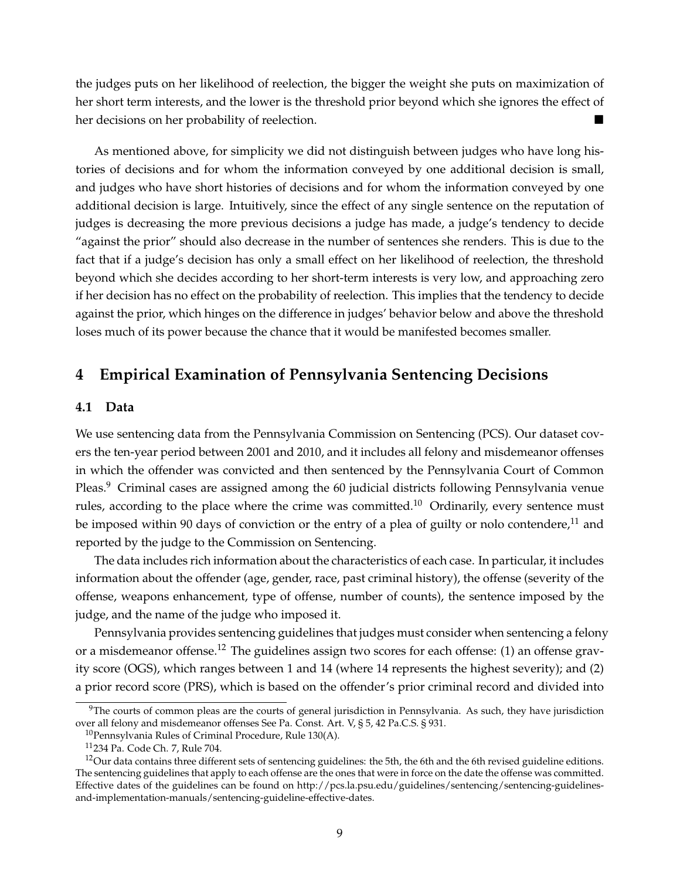the judges puts on her likelihood of reelection, the bigger the weight she puts on maximization of her short term interests, and the lower is the threshold prior beyond which she ignores the effect of her decisions on her probability of reelection. ∎

As mentioned above, for simplicity we did not distinguish between judges who have long histories of decisions and for whom the information conveyed by one additional decision is small, and judges who have short histories of decisions and for whom the information conveyed by one additional decision is large. Intuitively, since the effect of any single sentence on the reputation of judges is decreasing the more previous decisions a judge has made, a judge's tendency to decide "against the prior" should also decrease in the number of sentences she renders. This is due to the fact that if a judge's decision has only a small effect on her likelihood of reelection, the threshold beyond which she decides according to her short-term interests is very low, and approaching zero if her decision has no effect on the probability of reelection. This implies that the tendency to decide against the prior, which hinges on the difference in judges' behavior below and above the threshold loses much of its power because the chance that it would be manifested becomes smaller.

# 4 Empirical Examination of Pennsylvania Sentencing Decisions

## 4.1 Data

We use sentencing data from the Pennsylvania Commission on Sentencing (PCS). Our dataset covers the ten-year period between 2001 and 2010, and it includes all felony and misdemeanor offenses in which the offender was convicted and then sentenced by the Pennsylvania Court of Common Pleas.[9] Criminal cases are assigned among the 60 judicial districts following Pennsylvania venue rules, according to the place where the crime was committed.[10] Ordinarily, every sentence must be imposed within 90 days of conviction or the entry of a plea of guilty or nolo contendere,[11] and reported by the judge to the Commission on Sentencing.

The data includes rich information about the characteristics of each case. In particular, it includes information about the offender (age, gender, race, past criminal history), the offense (severity of the offense, weapons enhancement, type of offense, number of counts), the sentence imposed by the judge, and the name of the judge who imposed it.

Pennsylvania provides sentencing guidelines that judges must consider when sentencing a felony or a misdemeanor offense.[12] The guidelines assign two scores for each offense: (1) an offense gravity score (OGS), which ranges between 1 and 14 (where 14 represents the highest severity); and (2) a prior record score (PRS), which is based on the offender's prior criminal record and divided into

---

[9] The courts of common pleas are the courts of general jurisdiction in Pennsylvania. As such, they have jurisdiction over all felony and misdemeanor offenses See Pa. Const. Art. V, § 5, 42 Pa.C.S. § 931.

[10] Pennsylvania Rules of Criminal Procedure, Rule 130(A).

[11] 234 Pa. Code Ch. 7, Rule 704.

[12] Our data contains three different sets of sentencing guidelines: the 5th, the 6th and the 6th revised guideline editions. The sentencing guidelines that apply to each offense are the ones that were in force on the date the offense was committed. Effective dates of the guidelines can be found on http://pcs.la.psu.edu/guidelines/sentencing/sentencing-guidelines-and-implementation-manuals/sentencing-guideline-effective-dates.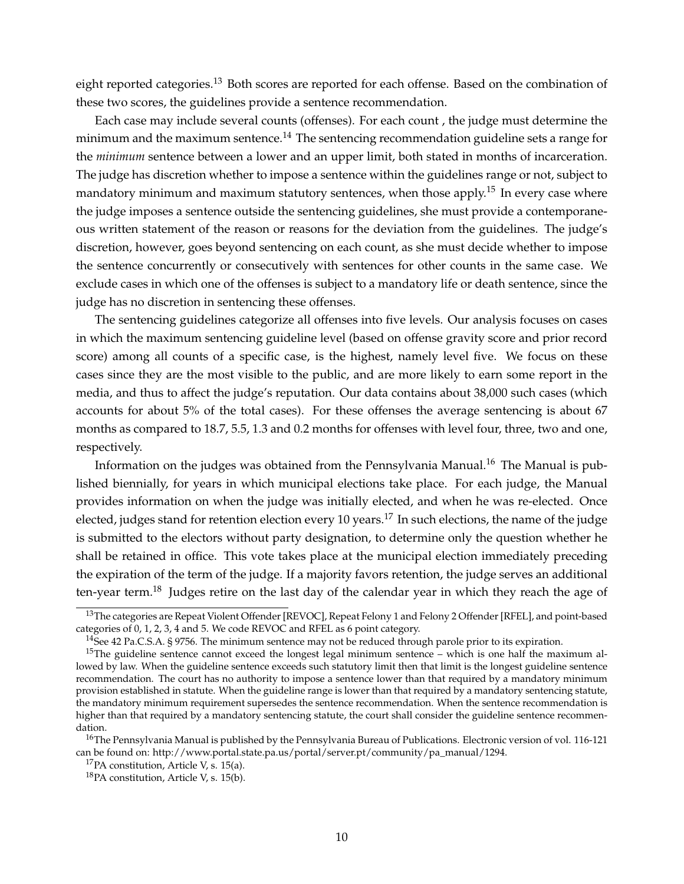eight reported categories.[13] Both scores are reported for each offense. Based on the combination of these two scores, the guidelines provide a sentence recommendation.

Each case may include several counts (offenses). For each count , the judge must determine the minimum and the maximum sentence.[14] The sentencing recommendation guideline sets a range for the *minimum* sentence between a lower and an upper limit, both stated in months of incarceration. The judge has discretion whether to impose a sentence within the guidelines range or not, subject to mandatory minimum and maximum statutory sentences, when those apply.[15] In every case where the judge imposes a sentence outside the sentencing guidelines, she must provide a contemporaneous written statement of the reason or reasons for the deviation from the guidelines. The judge's discretion, however, goes beyond sentencing on each count, as she must decide whether to impose the sentence concurrently or consecutively with sentences for other counts in the same case. We exclude cases in which one of the offenses is subject to a mandatory life or death sentence, since the judge has no discretion in sentencing these offenses.

The sentencing guidelines categorize all offenses into five levels. Our analysis focuses on cases in which the maximum sentencing guideline level (based on offense gravity score and prior record score) among all counts of a specific case, is the highest, namely level five. We focus on these cases since they are the most visible to the public, and are more likely to earn some report in the media, and thus to affect the judge's reputation. Our data contains about 38,000 such cases (which accounts for about 5% of the total cases). For these offenses the average sentencing is about 67 months as compared to 18.7, 5.5, 1.3 and 0.2 months for offenses with level four, three, two and one, respectively.

Information on the judges was obtained from the Pennsylvania Manual.[16] The Manual is published biennially, for years in which municipal elections take place. For each judge, the Manual provides information on when the judge was initially elected, and when he was re-elected. Once elected, judges stand for retention election every 10 years.[17] In such elections, the name of the judge is submitted to the electors without party designation, to determine only the question whether he shall be retained in office. This vote takes place at the municipal election immediately preceding the expiration of the term of the judge. If a majority favors retention, the judge serves an additional ten-year term.[18] Judges retire on the last day of the calendar year in which they reach the age of

[13] The categories are Repeat Violent Offender [REVOC], Repeat Felony 1 and Felony 2 Offender [RFEL], and point-based categories of 0, 1, 2, 3, 4 and 5. We code REVOC and RFEL as 6 point category.

[14] See 42 Pa.C.S.A. § 9756. The minimum sentence may not be reduced through parole prior to its expiration.

[15] The guideline sentence cannot exceed the longest legal minimum sentence – which is one half the maximum allowed by law. When the guideline sentence exceeds such statutory limit then that limit is the longest guideline sentence recommendation. The court has no authority to impose a sentence lower than that required by a mandatory minimum provision established in statute. When the guideline range is lower than that required by a mandatory sentencing statute, the mandatory minimum requirement supersedes the sentence recommendation. When the sentence recommendation is higher than that required by a mandatory sentencing statute, the court shall consider the guideline sentence recommendation.

[16] The Pennsylvania Manual is published by the Pennsylvania Bureau of Publications. Electronic version of vol. 116-121 can be found on: http://www.portal.state.pa.us/portal/server.pt/community/pa_manual/1294.

[17] PA constitution, Article V, s. 15(a).

[18] PA constitution, Article V, s. 15(b).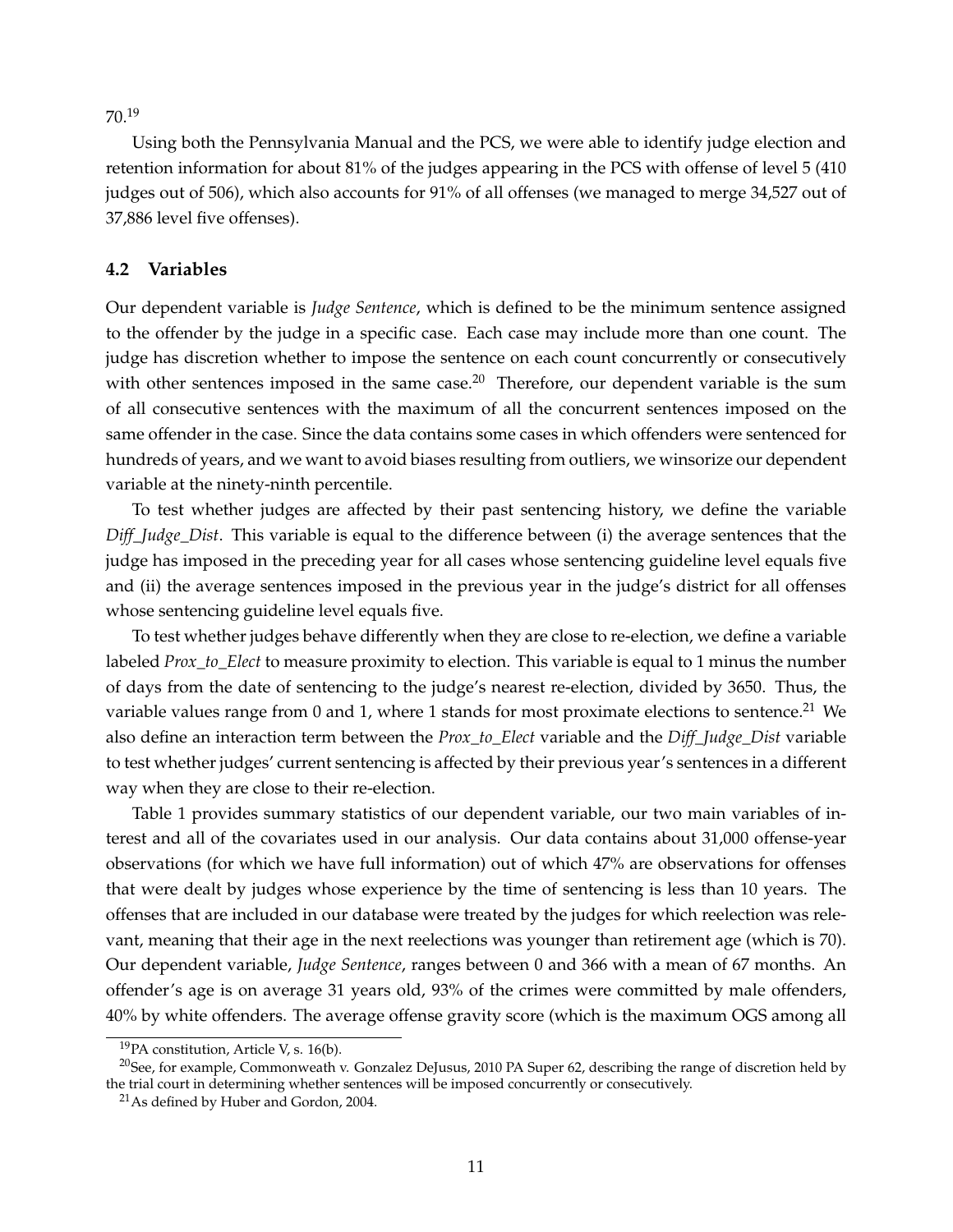70.[19]

Using both the Pennsylvania Manual and the PCS, we were able to identify judge election and retention information for about 81% of the judges appearing in the PCS with offense of level 5 (410 judges out of 506), which also accounts for 91% of all offenses (we managed to merge 34,527 out of 37,886 level five offenses).

### 4.2 Variables

Our dependent variable is *Judge Sentence*, which is defined to be the minimum sentence assigned to the offender by the judge in a specific case. Each case may include more than one count. The judge has discretion whether to impose the sentence on each count concurrently or consecutively with other sentences imposed in the same case.[20] Therefore, our dependent variable is the sum of all consecutive sentences with the maximum of all the concurrent sentences imposed on the same offender in the case. Since the data contains some cases in which offenders were sentenced for hundreds of years, and we want to avoid biases resulting from outliers, we winsorize our dependent variable at the ninety-ninth percentile.

To test whether judges are affected by their past sentencing history, we define the variable *Diff_Judge_Dist*. This variable is equal to the difference between (i) the average sentences that the judge has imposed in the preceding year for all cases whose sentencing guideline level equals five and (ii) the average sentences imposed in the previous year in the judge's district for all offenses whose sentencing guideline level equals five.

To test whether judges behave differently when they are close to re-election, we define a variable labeled *Prox_to_Elect* to measure proximity to election. This variable is equal to 1 minus the number of days from the date of sentencing to the judge's nearest re-election, divided by 3650. Thus, the variable values range from 0 and 1, where 1 stands for most proximate elections to sentence.[21] We also define an interaction term between the *Prox_to_Elect* variable and the *Diff_Judge_Dist* variable to test whether judges' current sentencing is affected by their previous year's sentences in a different way when they are close to their re-election.

Table 1 provides summary statistics of our dependent variable, our two main variables of interest and all of the covariates used in our analysis. Our data contains about 31,000 offense-year observations (for which we have full information) out of which 47% are observations for offenses that were dealt by judges whose experience by the time of sentencing is less than 10 years. The offenses that are included in our database were treated by the judges for which reelection was relevant, meaning that their age in the next reelections was younger than retirement age (which is 70). Our dependent variable, *Judge Sentence*, ranges between 0 and 366 with a mean of 67 months. An offender's age is on average 31 years old, 93% of the crimes were committed by male offenders, 40% by white offenders. The average offense gravity score (which is the maximum OGS among all

[19] PA constitution, Article V, s. 16(b).

[20] See, for example, Commonweath v. Gonzalez DeJusus, 2010 PA Super 62, describing the range of discretion held by the trial court in determining whether sentences will be imposed concurrently or consecutively.

[21] As defined by Huber and Gordon, 2004.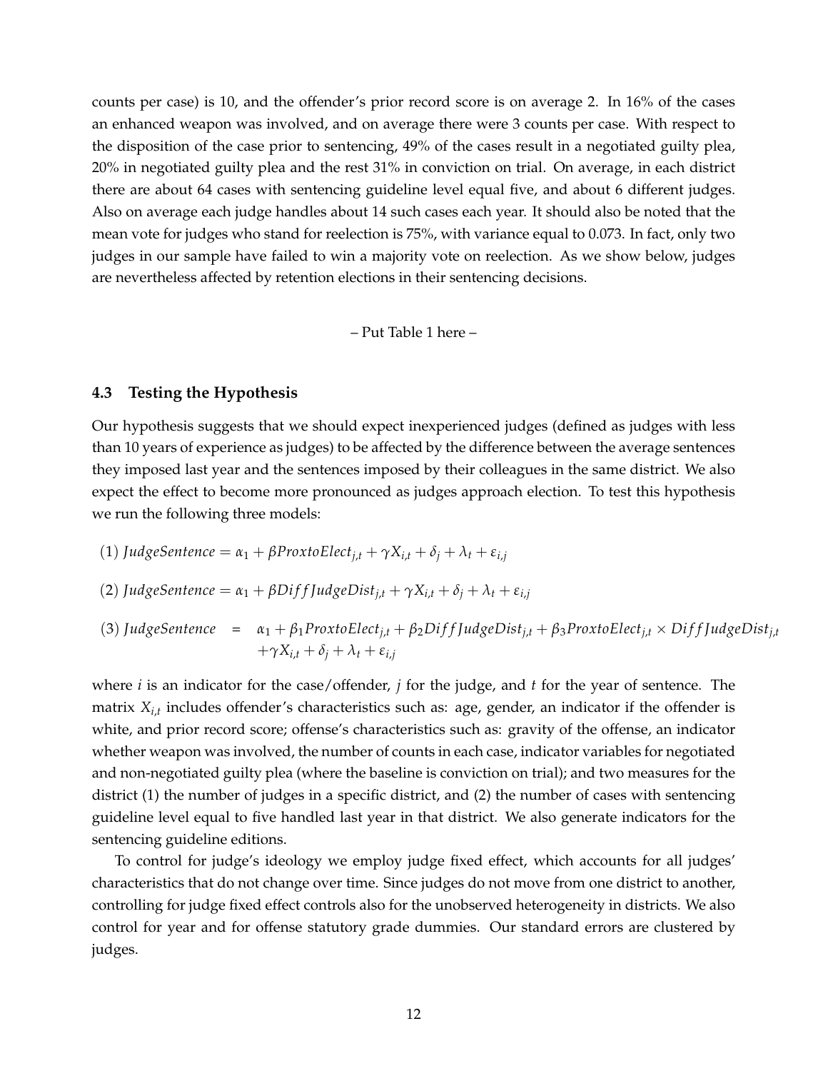counts per case) is 10, and the offender's prior record score is on average 2. In 16% of the cases an enhanced weapon was involved, and on average there were 3 counts per case. With respect to the disposition of the case prior to sentencing, 49% of the cases result in a negotiated guilty plea, 20% in negotiated guilty plea and the rest 31% in conviction on trial. On average, in each district there are about 64 cases with sentencing guideline level equal five, and about 6 different judges. Also on average each judge handles about 14 such cases each year. It should also be noted that the mean vote for judges who stand for reelection is 75%, with variance equal to 0.073. In fact, only two judges in our sample have failed to win a majority vote on reelection. As we show below, judges are nevertheless affected by retention elections in their sentencing decisions.

– Put Table 1 here –

### 4.3 Testing the Hypothesis

Our hypothesis suggests that we should expect inexperienced judges (defined as judges with less than 10 years of experience as judges) to be affected by the difference between the average sentences they imposed last year and the sentences imposed by their colleagues in the same district. We also expect the effect to become more pronounced as judges approach election. To test this hypothesis we run the following three models:

$$(1)\ JudgeSentence = \alpha_1 + \beta ProxtoElect_{j,t} + \gamma X_{i,t} + \delta_j + \lambda_t + \varepsilon_{i,j}$$

$$(2)\ JudgeSentence = \alpha_1 + \beta DiffJudgeDist_{j,t} + \gamma X_{i,t} + \delta_j + \lambda_t + \varepsilon_{i,j}$$

$$\begin{aligned}(3)\ JudgeSentence \quad = \quad & \alpha_1 + \beta_1 ProxtoElect_{j,t} + \beta_2 DiffJudgeDist_{j,t} + \beta_3 ProxtoElect_{j,t} \times DiffJudgeDist_{j,t} \\ & + \gamma X_{i,t} + \delta_j + \lambda_t + \varepsilon_{i,j}\end{aligned}$$

where $i$ is an indicator for the case/offender, $j$ for the judge, and $t$ for the year of sentence. The matrix $X_{i,t}$ includes offender's characteristics such as: age, gender, an indicator if the offender is white, and prior record score; offense's characteristics such as: gravity of the offense, an indicator whether weapon was involved, the number of counts in each case, indicator variables for negotiated and non-negotiated guilty plea (where the baseline is conviction on trial); and two measures for the district (1) the number of judges in a specific district, and (2) the number of cases with sentencing guideline level equal to five handled last year in that district. We also generate indicators for the sentencing guideline editions.

To control for judge's ideology we employ judge fixed effect, which accounts for all judges' characteristics that do not change over time. Since judges do not move from one district to another, controlling for judge fixed effect controls also for the unobserved heterogeneity in districts. We also control for year and for offense statutory grade dummies. Our standard errors are clustered by judges.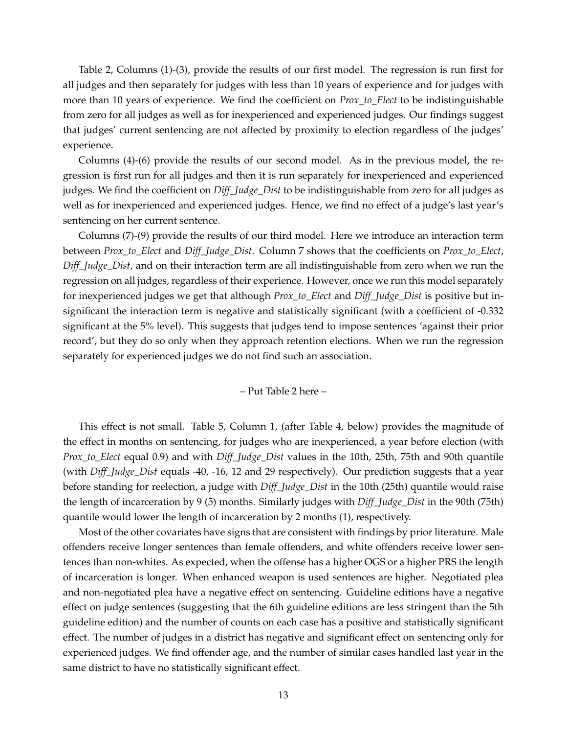Table 2, Columns (1)-(3), provide the results of our first model. The regression is run first for all judges and then separately for judges with less than 10 years of experience and for judges with more than 10 years of experience. We find the coefficient on *Prox_to_Elect* to be indistinguishable from zero for all judges as well as for inexperienced and experienced judges. Our findings suggest that judges' current sentencing are not affected by proximity to election regardless of the judges' experience.

Columns (4)-(6) provide the results of our second model. As in the previous model, the regression is first run for all judges and then it is run separately for inexperienced and experienced judges. We find the coefficient on *Diff_Judge_Dist* to be indistinguishable from zero for all judges as well as for inexperienced and experienced judges. Hence, we find no effect of a judge's last year's sentencing on her current sentence.

Columns (7)-(9) provide the results of our third model. Here we introduce an interaction term between *Prox_to_Elect* and *Diff_Judge_Dist*. Column 7 shows that the coefficients on *Prox_to_Elect*, *Diff_Judge_Dist*, and on their interaction term are all indistinguishable from zero when we run the regression on all judges, regardless of their experience. However, once we run this model separately for inexperienced judges we get that although *Prox_to_Elect* and *Diff_Judge_Dist* is positive but insignificant the interaction term is negative and statistically significant (with a coefficient of -0.332 significant at the 5% level). This suggests that judges tend to impose sentences 'against their prior record', but they do so only when they approach retention elections. When we run the regression separately for experienced judges we do not find such an association.

– Put Table 2 here –

This effect is not small. Table 5, Column 1, (after Table 4, below) provides the magnitude of the effect in months on sentencing, for judges who are inexperienced, a year before election (with *Prox_to_Elect* equal 0.9) and with *Diff_Judge_Dist* values in the 10th, 25th, 75th and 90th quantile (with *Diff_Judge_Dist* equals -40, -16, 12 and 29 respectively). Our prediction suggests that a year before standing for reelection, a judge with *Diff_Judge_Dist* in the 10th (25th) quantile would raise the length of incarceration by 9 (5) months. Similarly judges with *Diff_Judge_Dist* in the 90th (75th) quantile would lower the length of incarceration by 2 months (1), respectively.

Most of the other covariates have signs that are consistent with findings by prior literature. Male offenders receive longer sentences than female offenders, and white offenders receive lower sentences than non-whites. As expected, when the offense has a higher OGS or a higher PRS the length of incarceration is longer. When enhanced weapon is used sentences are higher. Negotiated plea and non-negotiated plea have a negative effect on sentencing. Guideline editions have a negative effect on judge sentences (suggesting that the 6th guideline editions are less stringent than the 5th guideline edition) and the number of counts on each case has a positive and statistically significant effect. The number of judges in a district has negative and significant effect on sentencing only for experienced judges. We find offender age, and the number of similar cases handled last year in the same district to have no statistically significant effect.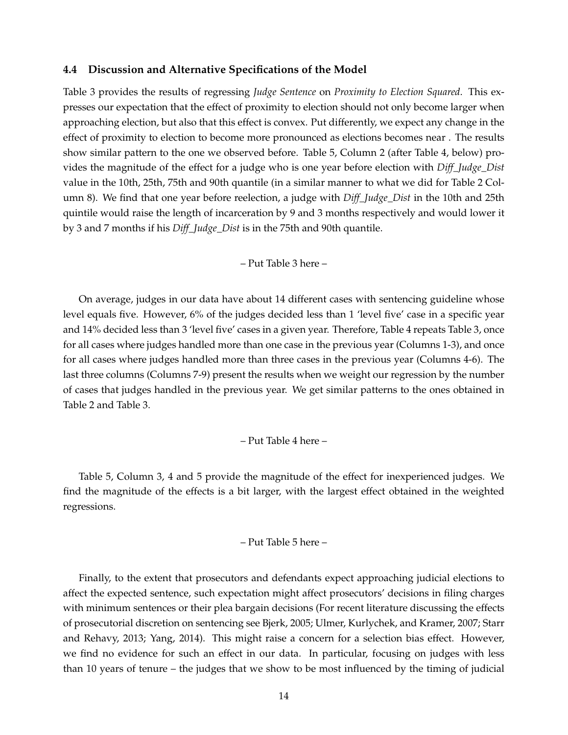### 4.4 Discussion and Alternative Specifications of the Model

Table 3 provides the results of regressing *Judge Sentence* on *Proximity to Election Squared*. This expresses our expectation that the effect of proximity to election should not only become larger when approaching election, but also that this effect is convex. Put differently, we expect any change in the effect of proximity to election to become more pronounced as elections becomes near . The results show similar pattern to the one we observed before. Table 5, Column 2 (after Table 4, below) provides the magnitude of the effect for a judge who is one year before election with *Diff_Judge_Dist* value in the 10th, 25th, 75th and 90th quantile (in a similar manner to what we did for Table 2 Column 8). We find that one year before reelection, a judge with *Diff_Judge_Dist* in the 10th and 25th quintile would raise the length of incarceration by 9 and 3 months respectively and would lower it by 3 and 7 months if his *Diff_Judge_Dist* is in the 75th and 90th quantile.

– Put Table 3 here –

On average, judges in our data have about 14 different cases with sentencing guideline whose level equals five. However, 6% of the judges decided less than 1 'level five' case in a specific year and 14% decided less than 3 'level five' cases in a given year. Therefore, Table 4 repeats Table 3, once for all cases where judges handled more than one case in the previous year (Columns 1-3), and once for all cases where judges handled more than three cases in the previous year (Columns 4-6). The last three columns (Columns 7-9) present the results when we weight our regression by the number of cases that judges handled in the previous year. We get similar patterns to the ones obtained in Table 2 and Table 3.

– Put Table 4 here –

Table 5, Column 3, 4 and 5 provide the magnitude of the effect for inexperienced judges. We find the magnitude of the effects is a bit larger, with the largest effect obtained in the weighted regressions.

– Put Table 5 here –

Finally, to the extent that prosecutors and defendants expect approaching judicial elections to affect the expected sentence, such expectation might affect prosecutors' decisions in filing charges with minimum sentences or their plea bargain decisions (For recent literature discussing the effects of prosecutorial discretion on sentencing see Bjerk, 2005; Ulmer, Kurlychek, and Kramer, 2007; Starr and Rehavy, 2013; Yang, 2014). This might raise a concern for a selection bias effect. However, we find no evidence for such an effect in our data. In particular, focusing on judges with less than 10 years of tenure – the judges that we show to be most influenced by the timing of judicial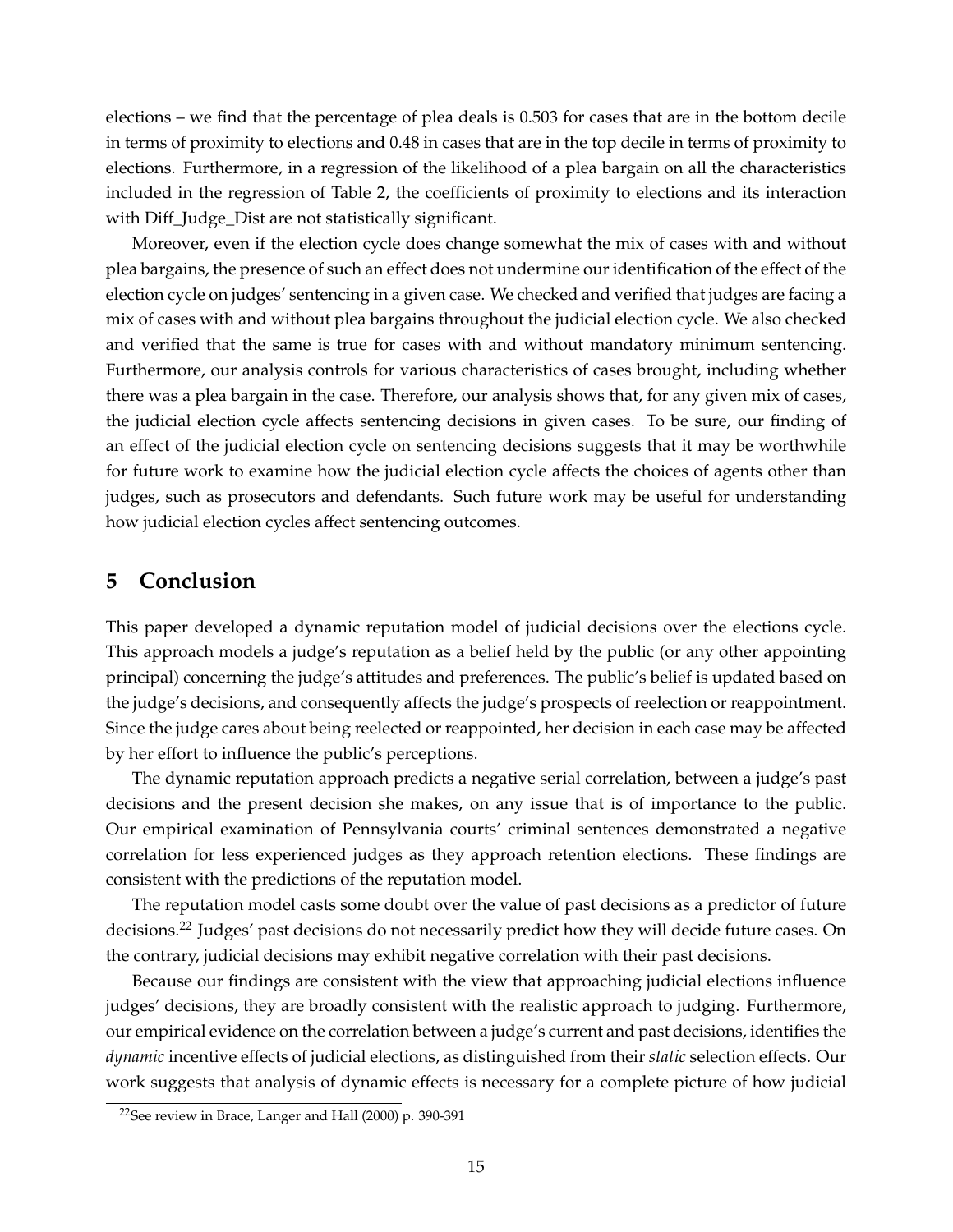elections – we find that the percentage of plea deals is 0.503 for cases that are in the bottom decile in terms of proximity to elections and 0.48 in cases that are in the top decile in terms of proximity to elections. Furthermore, in a regression of the likelihood of a plea bargain on all the characteristics included in the regression of Table 2, the coefficients of proximity to elections and its interaction with Diff_Judge_Dist are not statistically significant.

Moreover, even if the election cycle does change somewhat the mix of cases with and without plea bargains, the presence of such an effect does not undermine our identification of the effect of the election cycle on judges' sentencing in a given case. We checked and verified that judges are facing a mix of cases with and without plea bargains throughout the judicial election cycle. We also checked and verified that the same is true for cases with and without mandatory minimum sentencing. Furthermore, our analysis controls for various characteristics of cases brought, including whether there was a plea bargain in the case. Therefore, our analysis shows that, for any given mix of cases, the judicial election cycle affects sentencing decisions in given cases. To be sure, our finding of an effect of the judicial election cycle on sentencing decisions suggests that it may be worthwhile for future work to examine how the judicial election cycle affects the choices of agents other than judges, such as prosecutors and defendants. Such future work may be useful for understanding how judicial election cycles affect sentencing outcomes.

## 5 Conclusion

This paper developed a dynamic reputation model of judicial decisions over the elections cycle. This approach models a judge's reputation as a belief held by the public (or any other appointing principal) concerning the judge's attitudes and preferences. The public's belief is updated based on the judge's decisions, and consequently affects the judge's prospects of reelection or reappointment. Since the judge cares about being reelected or reappointed, her decision in each case may be affected by her effort to influence the public's perceptions.

The dynamic reputation approach predicts a negative serial correlation, between a judge's past decisions and the present decision she makes, on any issue that is of importance to the public. Our empirical examination of Pennsylvania courts' criminal sentences demonstrated a negative correlation for less experienced judges as they approach retention elections. These findings are consistent with the predictions of the reputation model.

The reputation model casts some doubt over the value of past decisions as a predictor of future decisions.[22] Judges' past decisions do not necessarily predict how they will decide future cases. On the contrary, judicial decisions may exhibit negative correlation with their past decisions.

Because our findings are consistent with the view that approaching judicial elections influence judges' decisions, they are broadly consistent with the realistic approach to judging. Furthermore, our empirical evidence on the correlation between a judge's current and past decisions, identifies the *dynamic* incentive effects of judicial elections, as distinguished from their *static* selection effects. Our work suggests that analysis of dynamic effects is necessary for a complete picture of how judicial

[22] See review in Brace, Langer and Hall (2000) p. 390-391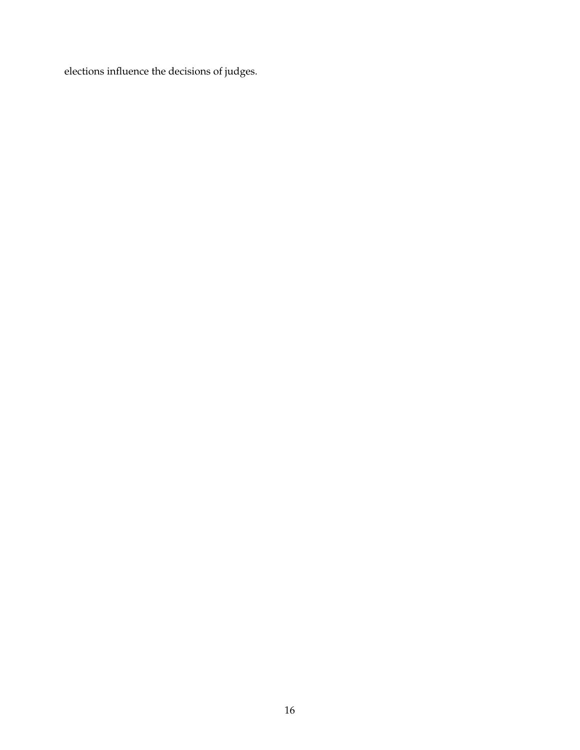elections influence the decisions of judges.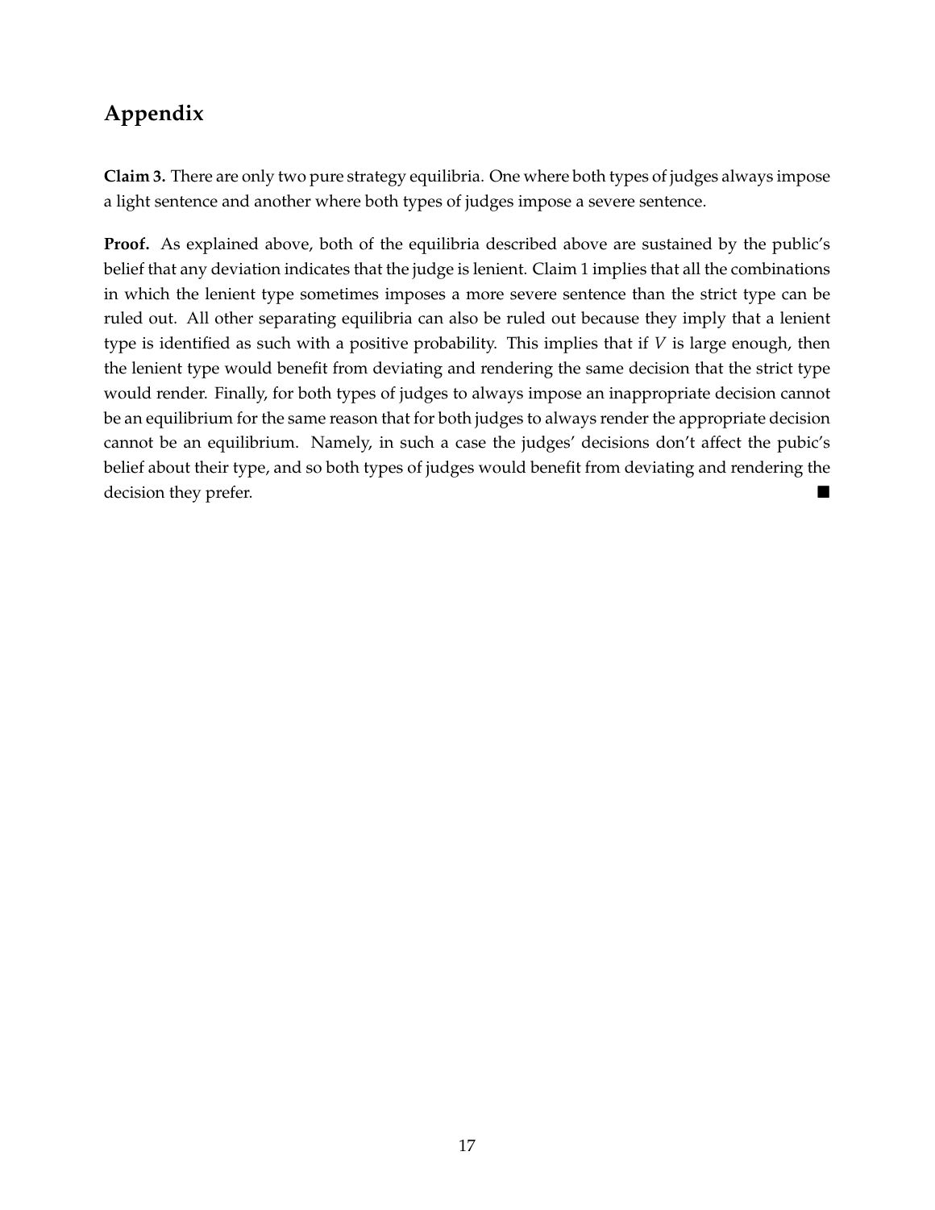## Appendix

**Claim 3.** There are only two pure strategy equilibria. One where both types of judges always impose a light sentence and another where both types of judges impose a severe sentence.

**Proof.** As explained above, both of the equilibria described above are sustained by the public's belief that any deviation indicates that the judge is lenient. Claim 1 implies that all the combinations in which the lenient type sometimes imposes a more severe sentence than the strict type can be ruled out. All other separating equilibria can also be ruled out because they imply that a lenient type is identified as such with a positive probability. This implies that if $V$ is large enough, then the lenient type would benefit from deviating and rendering the same decision that the strict type would render. Finally, for both types of judges to always impose an inappropriate decision cannot be an equilibrium for the same reason that for both judges to always render the appropriate decision cannot be an equilibrium. Namely, in such a case the judges' decisions don't affect the pubic's belief about their type, and so both types of judges would benefit from deviating and rendering the decision they prefer. ■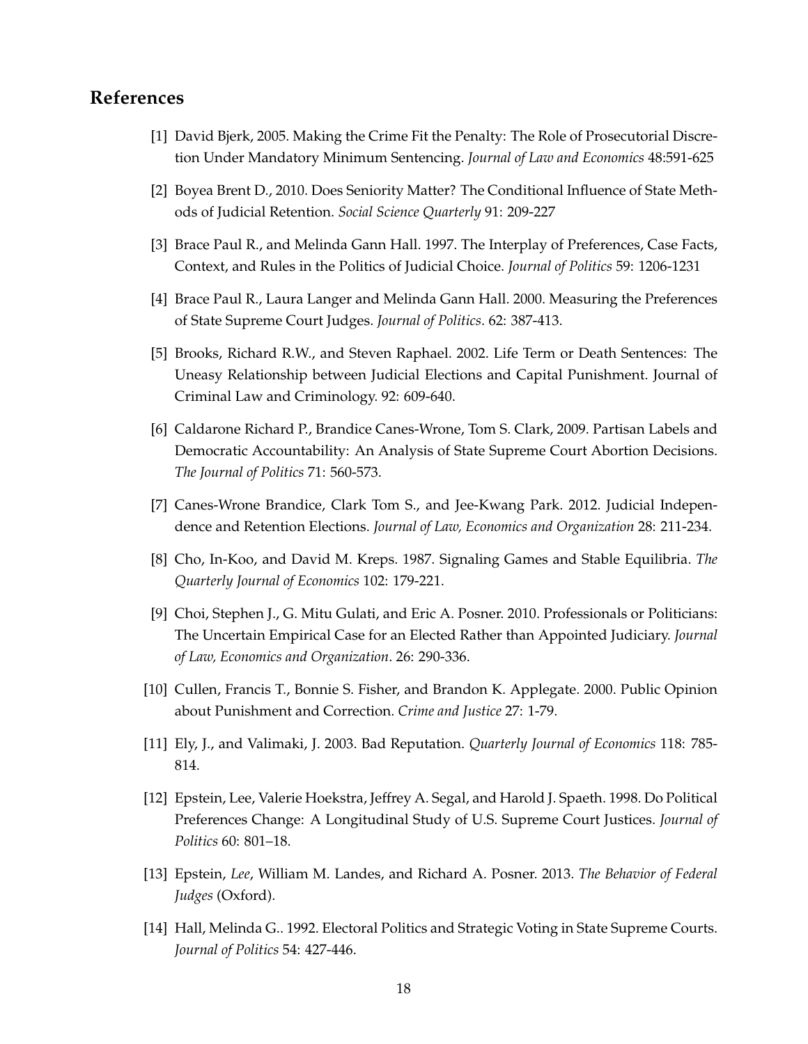## References

[1] David Bjerk, 2005. Making the Crime Fit the Penalty: The Role of Prosecutorial Discretion Under Mandatory Minimum Sentencing. *Journal of Law and Economics* 48:591-625

[2] Boyea Brent D., 2010. Does Seniority Matter? The Conditional Influence of State Methods of Judicial Retention. *Social Science Quarterly* 91: 209-227

[3] Brace Paul R., and Melinda Gann Hall. 1997. The Interplay of Preferences, Case Facts, Context, and Rules in the Politics of Judicial Choice. *Journal of Politics* 59: 1206-1231

[4] Brace Paul R., Laura Langer and Melinda Gann Hall. 2000. Measuring the Preferences of State Supreme Court Judges. *Journal of Politics*. 62: 387-413.

[5] Brooks, Richard R.W., and Steven Raphael. 2002. Life Term or Death Sentences: The Uneasy Relationship between Judicial Elections and Capital Punishment. Journal of Criminal Law and Criminology. 92: 609-640.

[6] Caldarone Richard P., Brandice Canes-Wrone, Tom S. Clark, 2009. Partisan Labels and Democratic Accountability: An Analysis of State Supreme Court Abortion Decisions. *The Journal of Politics* 71: 560-573.

[7] Canes-Wrone Brandice, Clark Tom S., and Jee-Kwang Park. 2012. Judicial Independence and Retention Elections. *Journal of Law, Economics and Organization* 28: 211-234.

[8] Cho, In-Koo, and David M. Kreps. 1987. Signaling Games and Stable Equilibria. *The Quarterly Journal of Economics* 102: 179-221.

[9] Choi, Stephen J., G. Mitu Gulati, and Eric A. Posner. 2010. Professionals or Politicians: The Uncertain Empirical Case for an Elected Rather than Appointed Judiciary. *Journal of Law, Economics and Organization*. 26: 290-336.

[10] Cullen, Francis T., Bonnie S. Fisher, and Brandon K. Applegate. 2000. Public Opinion about Punishment and Correction. *Crime and Justice* 27: 1-79.

[11] Ely, J., and Valimaki, J. 2003. Bad Reputation. *Quarterly Journal of Economics* 118: 785-814.

[12] Epstein, Lee, Valerie Hoekstra, Jeffrey A. Segal, and Harold J. Spaeth. 1998. Do Political Preferences Change: A Longitudinal Study of U.S. Supreme Court Justices. *Journal of Politics* 60: 801–18.

[13] Epstein, *Lee*, William M. Landes, and Richard A. Posner. 2013. *The Behavior of Federal Judges* (Oxford).

[14] Hall, Melinda G.. 1992. Electoral Politics and Strategic Voting in State Supreme Courts. *Journal of Politics* 54: 427-446.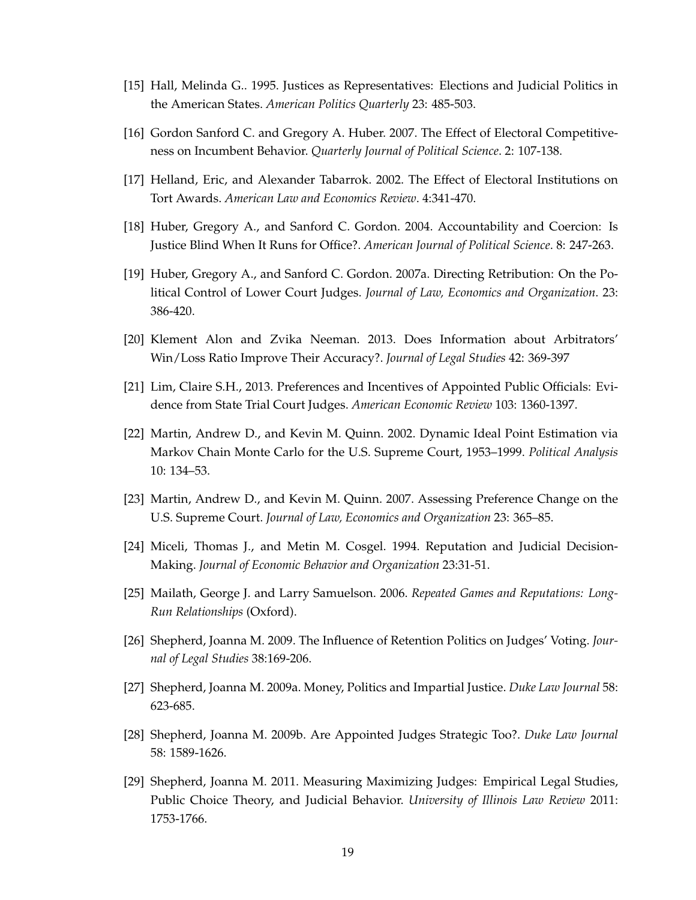[15] Hall, Melinda G.. 1995. Justices as Representatives: Elections and Judicial Politics in the American States. *American Politics Quarterly* 23: 485-503.

[16] Gordon Sanford C. and Gregory A. Huber. 2007. The Effect of Electoral Competitiveness on Incumbent Behavior. *Quarterly Journal of Political Science*. 2: 107-138.

[17] Helland, Eric, and Alexander Tabarrok. 2002. The Effect of Electoral Institutions on Tort Awards. *American Law and Economics Review*. 4:341-470.

[18] Huber, Gregory A., and Sanford C. Gordon. 2004. Accountability and Coercion: Is Justice Blind When It Runs for Office?. *American Journal of Political Science*. 8: 247-263.

[19] Huber, Gregory A., and Sanford C. Gordon. 2007a. Directing Retribution: On the Political Control of Lower Court Judges. *Journal of Law, Economics and Organization*. 23: 386-420.

[20] Klement Alon and Zvika Neeman. 2013. Does Information about Arbitrators' Win/Loss Ratio Improve Their Accuracy?. *Journal of Legal Studies* 42: 369-397

[21] Lim, Claire S.H., 2013. Preferences and Incentives of Appointed Public Officials: Evidence from State Trial Court Judges. *American Economic Review* 103: 1360-1397.

[22] Martin, Andrew D., and Kevin M. Quinn. 2002. Dynamic Ideal Point Estimation via Markov Chain Monte Carlo for the U.S. Supreme Court, 1953–1999. *Political Analysis* 10: 134–53.

[23] Martin, Andrew D., and Kevin M. Quinn. 2007. Assessing Preference Change on the U.S. Supreme Court. *Journal of Law, Economics and Organization* 23: 365–85.

[24] Miceli, Thomas J., and Metin M. Cosgel. 1994. Reputation and Judicial Decision-Making. *Journal of Economic Behavior and Organization* 23:31-51.

[25] Mailath, George J. and Larry Samuelson. 2006. *Repeated Games and Reputations: Long-Run Relationships* (Oxford).

[26] Shepherd, Joanna M. 2009. The Influence of Retention Politics on Judges' Voting. *Journal of Legal Studies* 38:169-206.

[27] Shepherd, Joanna M. 2009a. Money, Politics and Impartial Justice. *Duke Law Journal* 58: 623-685.

[28] Shepherd, Joanna M. 2009b. Are Appointed Judges Strategic Too?. *Duke Law Journal* 58: 1589-1626.

[29] Shepherd, Joanna M. 2011. Measuring Maximizing Judges: Empirical Legal Studies, Public Choice Theory, and Judicial Behavior. *University of Illinois Law Review* 2011: 1753-1766.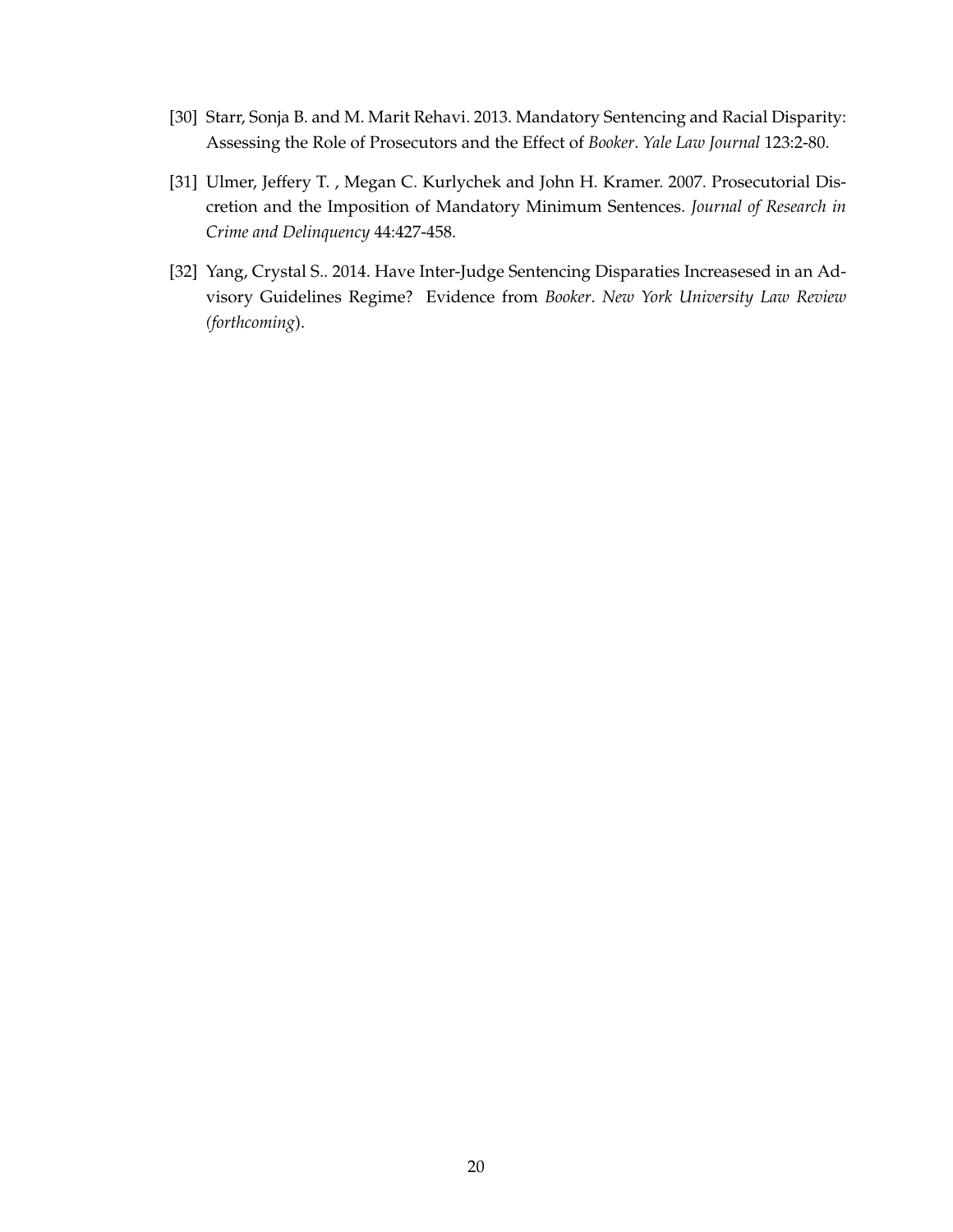[30] Starr, Sonja B. and M. Marit Rehavi. 2013. Mandatory Sentencing and Racial Disparity: Assessing the Role of Prosecutors and the Effect of *Booker*. *Yale Law Journal* 123:2-80.

[31] Ulmer, Jeffery T. , Megan C. Kurlychek and John H. Kramer. 2007. Prosecutorial Discretion and the Imposition of Mandatory Minimum Sentences. *Journal of Research in Crime and Delinquency* 44:427-458.

[32] Yang, Crystal S.. 2014. Have Inter-Judge Sentencing Disparaties Increasesed in an Advisory Guidelines Regime? Evidence from *Booker*. *New York University Law Review (forthcoming*).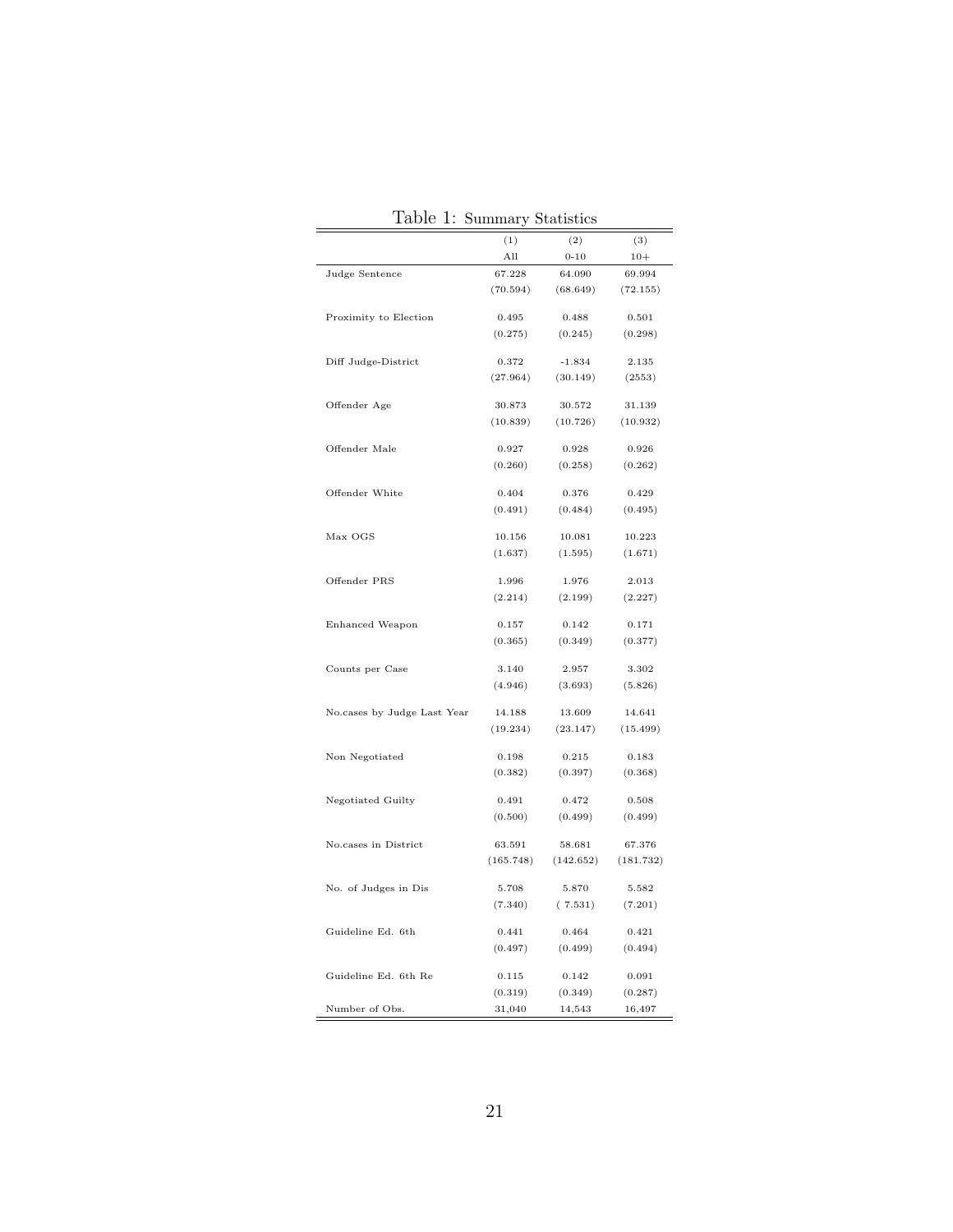Table 1: Summary Statistics

| | (1) | (2) | (3) |
|---|---|---|---|
| | All | 0-10 | 10+ |
| Judge Sentence | 67.228 | 64.090 | 69.994 |
| | (70.594) | (68.649) | (72.155) |
| Proximity to Election | 0.495 | 0.488 | 0.501 |
| | (0.275) | (0.245) | (0.298) |
| Diff Judge-District | 0.372 | -1.834 | 2.135 |
| | (27.964) | (30.149) | (2553) |
| Offender Age | 30.873 | 30.572 | 31.139 |
| | (10.839) | (10.726) | (10.932) |
| Offender Male | 0.927 | 0.928 | 0.926 |
| | (0.260) | (0.258) | (0.262) |
| Offender White | 0.404 | 0.376 | 0.429 |
| | (0.491) | (0.484) | (0.495) |
| Max OGS | 10.156 | 10.081 | 10.223 |
| | (1.637) | (1.595) | (1.671) |
| Offender PRS | 1.996 | 1.976 | 2.013 |
| | (2.214) | (2.199) | (2.227) |
| Enhanced Weapon | 0.157 | 0.142 | 0.171 |
| | (0.365) | (0.349) | (0.377) |
| Counts per Case | 3.140 | 2.957 | 3.302 |
| | (4.946) | (3.693) | (5.826) |
| No.cases by Judge Last Year | 14.188 | 13.609 | 14.641 |
| | (19.234) | (23.147) | (15.499) |
| Non Negotiated | 0.198 | 0.215 | 0.183 |
| | (0.382) | (0.397) | (0.368) |
| Negotiated Guilty | 0.491 | 0.472 | 0.508 |
| | (0.500) | (0.499) | (0.499) |
| No.cases in District | 63.591 | 58.681 | 67.376 |
| | (165.748) | (142.652) | (181.732) |
| No. of Judges in Dis | 5.708 | 5.870 | 5.582 |
| | (7.340) | ( 7.531) | (7.201) |
| Guideline Ed. 6th | 0.441 | 0.464 | 0.421 |
| | (0.497) | (0.499) | (0.494) |
| Guideline Ed. 6th Re | 0.115 | 0.142 | 0.091 |
| | (0.319) | (0.349) | (0.287) |
| Number of Obs. | 31,040 | 14,543 | 16,497 |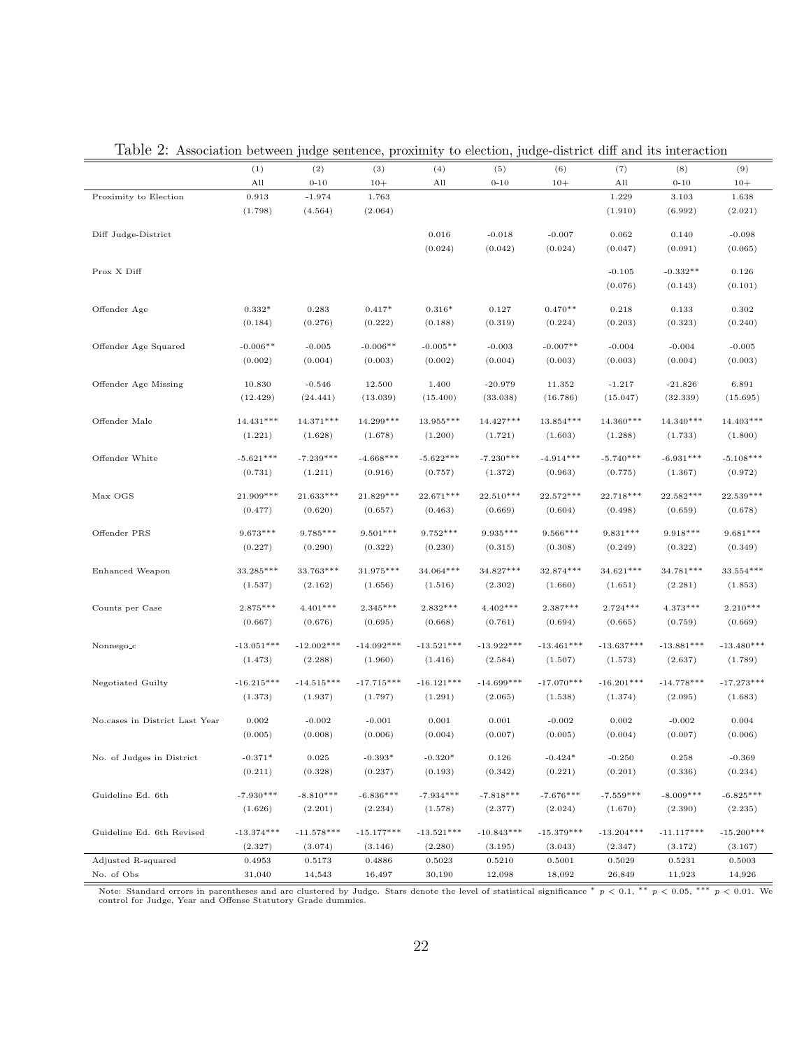Table 2: Association between judge sentence, proximity to election, judge-district diff and its interaction

| | (1) | (2) | (3) | (4) | (5) | (6) | (7) | (8) | (9) |
|---|---|---|---|---|---|---|---|---|---|
| | All | 0-10 | 10+ | All | 0-10 | 10+ | All | 0-10 | 10+ |
| Proximity to Election | 0.913 | -1.974 | 1.763 | | | | 1.229 | 3.103 | 1.638 |
| | (1.798) | (4.564) | (2.064) | | | | (1.910) | (6.992) | (2.021) |
| Diff Judge-District | | | | 0.016 | -0.018 | -0.007 | 0.062 | 0.140 | -0.098 |
| | | | | (0.024) | (0.042) | (0.024) | (0.047) | (0.091) | (0.065) |
| Prox X Diff | | | | | | | -0.105 | -0.332** | 0.126 |
| | | | | | | | (0.076) | (0.143) | (0.101) |
| Offender Age | 0.332* | 0.283 | 0.417* | 0.316* | 0.127 | 0.470** | 0.218 | 0.133 | 0.302 |
| | (0.184) | (0.276) | (0.222) | (0.188) | (0.319) | (0.224) | (0.203) | (0.323) | (0.240) |
| Offender Age Squared | -0.006** | -0.005 | -0.006** | -0.005** | -0.003 | -0.007** | -0.004 | -0.004 | -0.005 |
| | (0.002) | (0.004) | (0.003) | (0.002) | (0.004) | (0.003) | (0.003) | (0.004) | (0.003) |
| Offender Age Missing | 10.830 | -0.546 | 12.500 | 1.400 | -20.979 | 11.352 | -1.217 | -21.826 | 6.891 |
| | (12.429) | (24.441) | (13.039) | (15.400) | (33.038) | (16.786) | (15.047) | (32.339) | (15.695) |
| Offender Male | 14.431*** | 14.371*** | 14.299*** | 13.955*** | 14.427*** | 13.854*** | 14.360*** | 14.340*** | 14.403*** |
| | (1.221) | (1.628) | (1.678) | (1.200) | (1.721) | (1.603) | (1.288) | (1.733) | (1.800) |
| Offender White | -5.621*** | -7.239*** | -4.668*** | -5.622*** | -7.230*** | -4.914*** | -5.740*** | -6.931*** | -5.108*** |
| | (0.731) | (1.211) | (0.916) | (0.757) | (1.372) | (0.963) | (0.775) | (1.367) | (0.972) |
| Max OGS | 21.909*** | 21.633*** | 21.829*** | 22.671*** | 22.510*** | 22.572*** | 22.718*** | 22.582*** | 22.539*** |
| | (0.477) | (0.620) | (0.657) | (0.463) | (0.669) | (0.604) | (0.498) | (0.659) | (0.678) |
| Offender PRS | 9.673*** | 9.785*** | 9.501*** | 9.752*** | 9.935*** | 9.566*** | 9.831*** | 9.918*** | 9.681*** |
| | (0.227) | (0.290) | (0.322) | (0.230) | (0.315) | (0.308) | (0.249) | (0.322) | (0.349) |
| Enhanced Weapon | 33.285*** | 33.763*** | 31.975*** | 34.064*** | 34.827*** | 32.874*** | 34.621*** | 34.781*** | 33.554*** |
| | (1.537) | (2.162) | (1.656) | (1.516) | (2.302) | (1.660) | (1.651) | (2.281) | (1.853) |
| Counts per Case | 2.875*** | 4.401*** | 2.345*** | 2.832*** | 4.402*** | 2.387*** | 2.724*** | 4.373*** | 2.210*** |
| | (0.667) | (0.676) | (0.695) | (0.668) | (0.761) | (0.694) | (0.665) | (0.759) | (0.669) |
| Nonnego_c | -13.051*** | -12.002*** | -14.092*** | -13.521*** | -13.922*** | -13.461*** | -13.637*** | -13.881*** | -13.480*** |
| | (1.473) | (2.288) | (1.960) | (1.416) | (2.584) | (1.507) | (1.573) | (2.637) | (1.789) |
| Negotiated Guilty | -16.215*** | -14.515*** | -17.715*** | -16.121*** | -14.699*** | -17.070*** | -16.201*** | -14.778*** | -17.273*** |
| | (1.373) | (1.937) | (1.797) | (1.291) | (2.065) | (1.538) | (1.374) | (2.095) | (1.683) |
| No.cases in District Last Year | 0.002 | -0.002 | -0.001 | 0.001 | 0.001 | -0.002 | 0.002 | -0.002 | 0.004 |
| | (0.005) | (0.008) | (0.006) | (0.004) | (0.007) | (0.005) | (0.004) | (0.007) | (0.006) |
| No. of Judges in District | -0.371* | 0.025 | -0.393* | -0.320* | 0.126 | -0.424* | -0.250 | 0.258 | -0.369 |
| | (0.211) | (0.328) | (0.237) | (0.193) | (0.342) | (0.221) | (0.201) | (0.336) | (0.234) |
| Guideline Ed. 6th | -7.930*** | -8.810*** | -6.836*** | -7.934*** | -7.818*** | -7.676*** | -7.559*** | -8.009*** | -6.825*** |
| | (1.626) | (2.201) | (2.234) | (1.578) | (2.377) | (2.024) | (1.670) | (2.390) | (2.235) |
| Guideline Ed. 6th Revised | -13.374*** | -11.578*** | -15.177*** | -13.521*** | -10.843*** | -15.379*** | -13.204*** | -11.117*** | -15.200*** |
| | (2.327) | (3.074) | (3.146) | (2.280) | (3.195) | (3.043) | (2.347) | (3.172) | (3.167) |
| Adjusted R-squared | 0.4953 | 0.5173 | 0.4886 | 0.5023 | 0.5210 | 0.5001 | 0.5029 | 0.5231 | 0.5003 |
| No. of Obs | 31,040 | 14,543 | 16,497 | 30,190 | 12,098 | 18,092 | 26,849 | 11,923 | 14,926 |

Note: Standard errors in parentheses and are clustered by Judge. Stars denote the level of statistical significance * $p < 0.1$, ** $p < 0.05$, *** $p < 0.01$. We control for Judge, Year and Offense Statutory Grade dummies.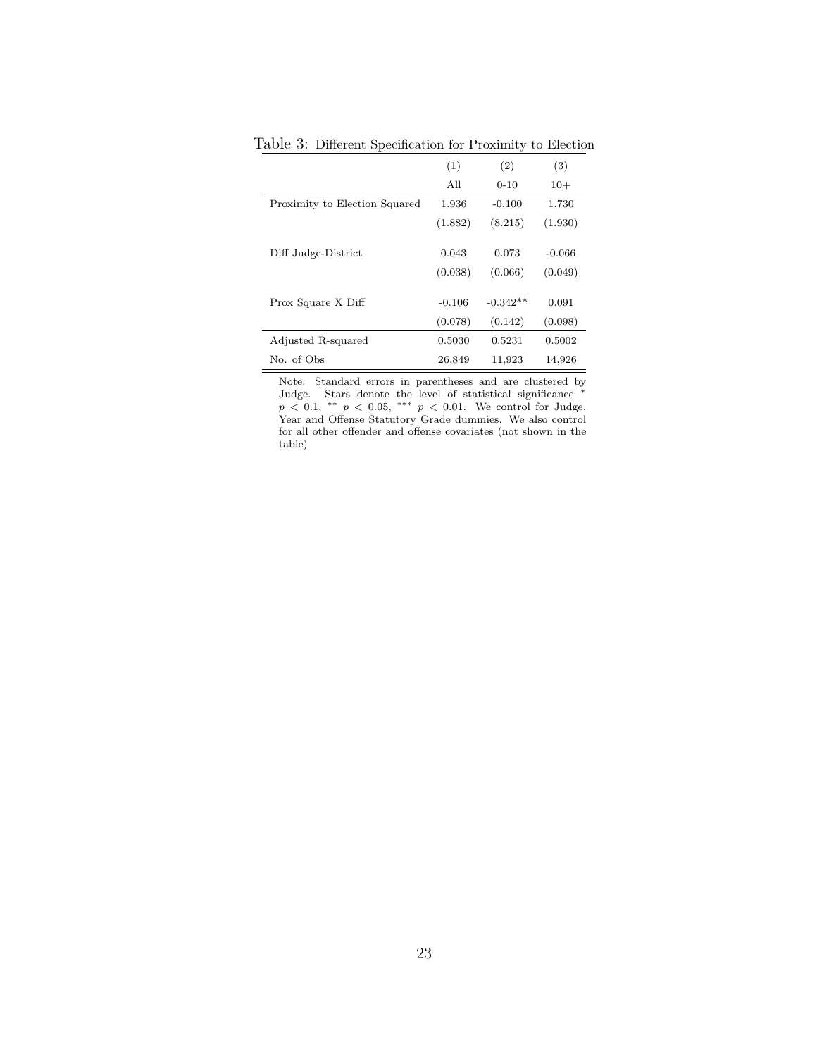Table 3: Different Specification for Proximity to Election

| | (1) | (2) | (3) |
|---|---|---|---|
| | All | 0-10 | 10+ |
| Proximity to Election Squared | 1.936 | -0.100 | 1.730 |
| | (1.882) | (8.215) | (1.930) |
| Diff Judge-District | 0.043 | 0.073 | -0.066 |
| | (0.038) | (0.066) | (0.049) |
| Prox Square X Diff | -0.106 | -0.342** | 0.091 |
| | (0.078) | (0.142) | (0.098) |
| Adjusted R-squared | 0.5030 | 0.5231 | 0.5002 |
| No. of Obs | 26,849 | 11,923 | 14,926 |

Note: Standard errors in parentheses and are clustered by Judge. Stars denote the level of statistical significance * $p < 0.1$, ** $p < 0.05$, *** $p < 0.01$. We control for Judge, Year and Offense Statutory Grade dummies. We also control for all other offender and offense covariates (not shown in the table)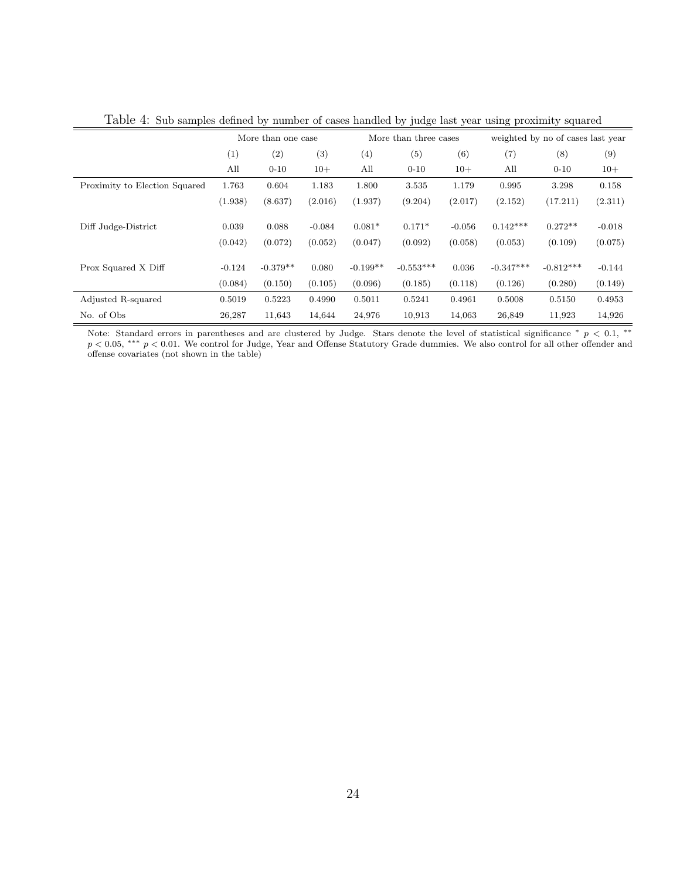Table 4: Sub samples defined by number of cases handled by judge last year using proximity squared

| | More than one case | | | More than three cases | | | weighted by no of cases last year | | |
|---|---|---|---|---|---|---|---|---|---|
| | (1) | (2) | (3) | (4) | (5) | (6) | (7) | (8) | (9) |
| | All | 0-10 | 10+ | All | 0-10 | 10+ | All | 0-10 | 10+ |
| Proximity to Election Squared | 1.763 | 0.604 | 1.183 | 1.800 | 3.535 | 1.179 | 0.995 | 3.298 | 0.158 |
| | (1.938) | (8.637) | (2.016) | (1.937) | (9.204) | (2.017) | (2.152) | (17.211) | (2.311) |
| Diff Judge-District | 0.039 | 0.088 | -0.084 | 0.081* | 0.171* | -0.056 | 0.142*** | 0.272** | -0.018 |
| | (0.042) | (0.072) | (0.052) | (0.047) | (0.092) | (0.058) | (0.053) | (0.109) | (0.075) |
| Prox Squared X Diff | -0.124 | -0.379** | 0.080 | -0.199** | -0.553*** | 0.036 | -0.347*** | -0.812*** | -0.144 |
| | (0.084) | (0.150) | (0.105) | (0.096) | (0.185) | (0.118) | (0.126) | (0.280) | (0.149) |
| Adjusted R-squared | 0.5019 | 0.5223 | 0.4990 | 0.5011 | 0.5241 | 0.4961 | 0.5008 | 0.5150 | 0.4953 |
| No. of Obs | 26,287 | 11,643 | 14,644 | 24,976 | 10,913 | 14,063 | 26,849 | 11,923 | 14,926 |

Note: Standard errors in parentheses and are clustered by Judge. Stars denote the level of statistical significance * $p < 0.1$, ** $p < 0.05$, *** $p < 0.01$. We control for Judge, Year and Offense Statutory Grade dummies. We also control for all other offender and offense covariates (not shown in the table)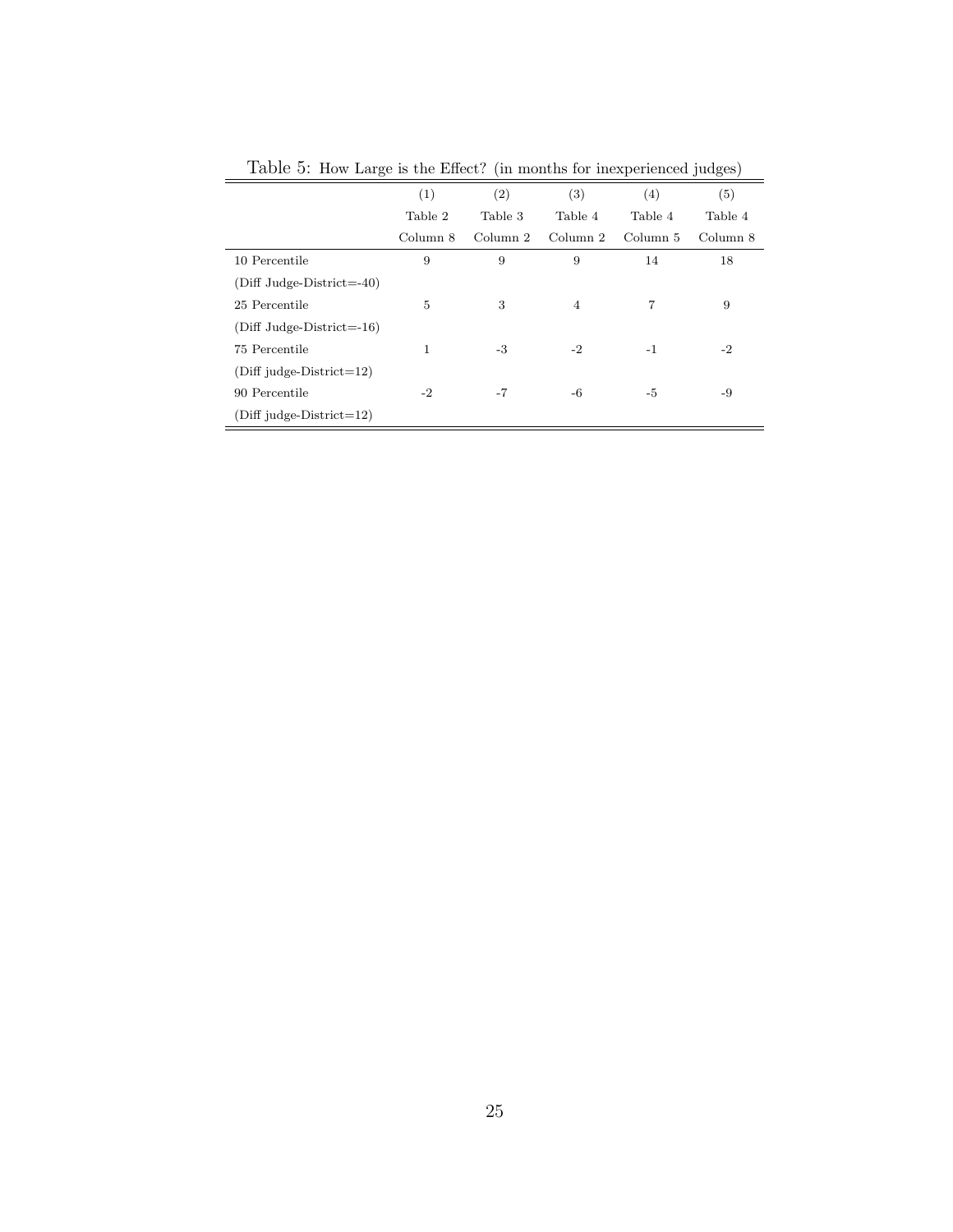Table 5: How Large is the Effect? (in months for inexperienced judges)

| | (1) | (2) | (3) | (4) | (5) |
|---|---|---|---|---|---|
| | Table 2 | Table 3 | Table 4 | Table 4 | Table 4 |
| | Column 8 | Column 2 | Column 2 | Column 5 | Column 8 |
| 10 Percentile | 9 | 9 | 9 | 14 | 18 |
| (Diff Judge-District=-40) | | | | | |
| 25 Percentile | 5 | 3 | 4 | 7 | 9 |
| (Diff Judge-District=-16) | | | | | |
| 75 Percentile | 1 | -3 | -2 | -1 | -2 |
| (Diff judge-District=12) | | | | | |
| 90 Percentile | -2 | -7 | -6 | -5 | -9 |
| (Diff judge-District=12) | | | | | |